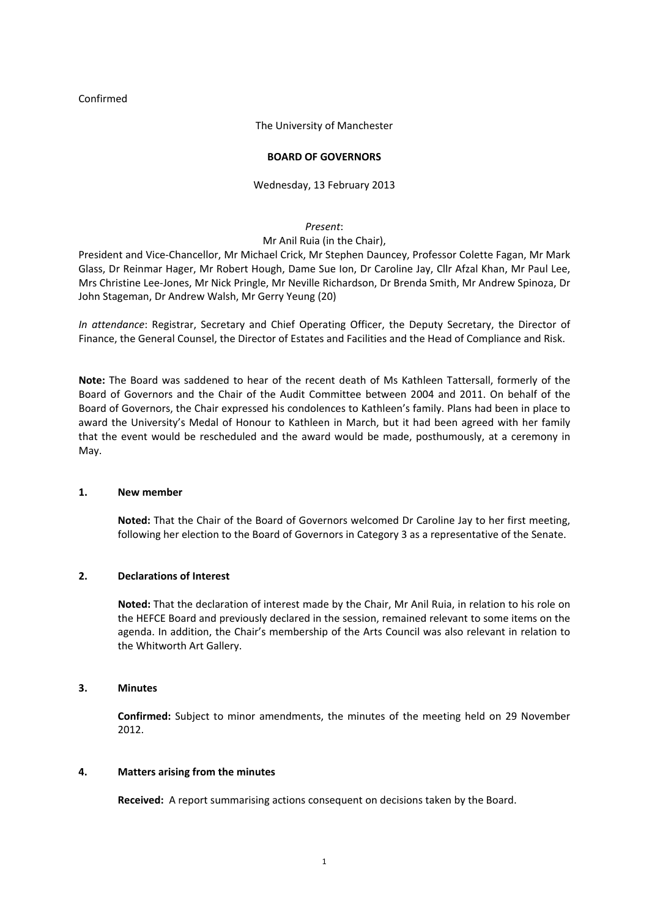Confirmed

The University of Manchester

**BOARD OF GOVERNORS**

Wednesday, 13 February 2013

*Present*:
Mr Anil Ruia (in the Chair),
President and Vice-Chancellor, Mr Michael Crick, Mr Stephen Dauncey, Professor Colette Fagan, Mr Mark Glass, Dr Reinmar Hager, Mr Robert Hough, Dame Sue Ion, Dr Caroline Jay, Cllr Afzal Khan, Mr Paul Lee, Mrs Christine Lee-Jones, Mr Nick Pringle, Mr Neville Richardson, Dr Brenda Smith, Mr Andrew Spinoza, Dr John Stageman, Dr Andrew Walsh, Mr Gerry Yeung (20)

*In attendance*: Registrar, Secretary and Chief Operating Officer, the Deputy Secretary, the Director of Finance, the General Counsel, the Director of Estates and Facilities and the Head of Compliance and Risk.

**Note:** The Board was saddened to hear of the recent death of Ms Kathleen Tattersall, formerly of the Board of Governors and the Chair of the Audit Committee between 2004 and 2011. On behalf of the Board of Governors, the Chair expressed his condolences to Kathleen's family. Plans had been in place to award the University's Medal of Honour to Kathleen in March, but it had been agreed with her family that the event would be rescheduled and the award would be made, posthumously, at a ceremony in May.

## 1. New member

**Noted:** That the Chair of the Board of Governors welcomed Dr Caroline Jay to her first meeting, following her election to the Board of Governors in Category 3 as a representative of the Senate.

## 2. Declarations of Interest

**Noted:** That the declaration of interest made by the Chair, Mr Anil Ruia, in relation to his role on the HEFCE Board and previously declared in the session, remained relevant to some items on the agenda. In addition, the Chair's membership of the Arts Council was also relevant in relation to the Whitworth Art Gallery.

## 3. Minutes

**Confirmed:** Subject to minor amendments, the minutes of the meeting held on 29 November 2012.

## 4. Matters arising from the minutes

**Received:** A report summarising actions consequent on decisions taken by the Board.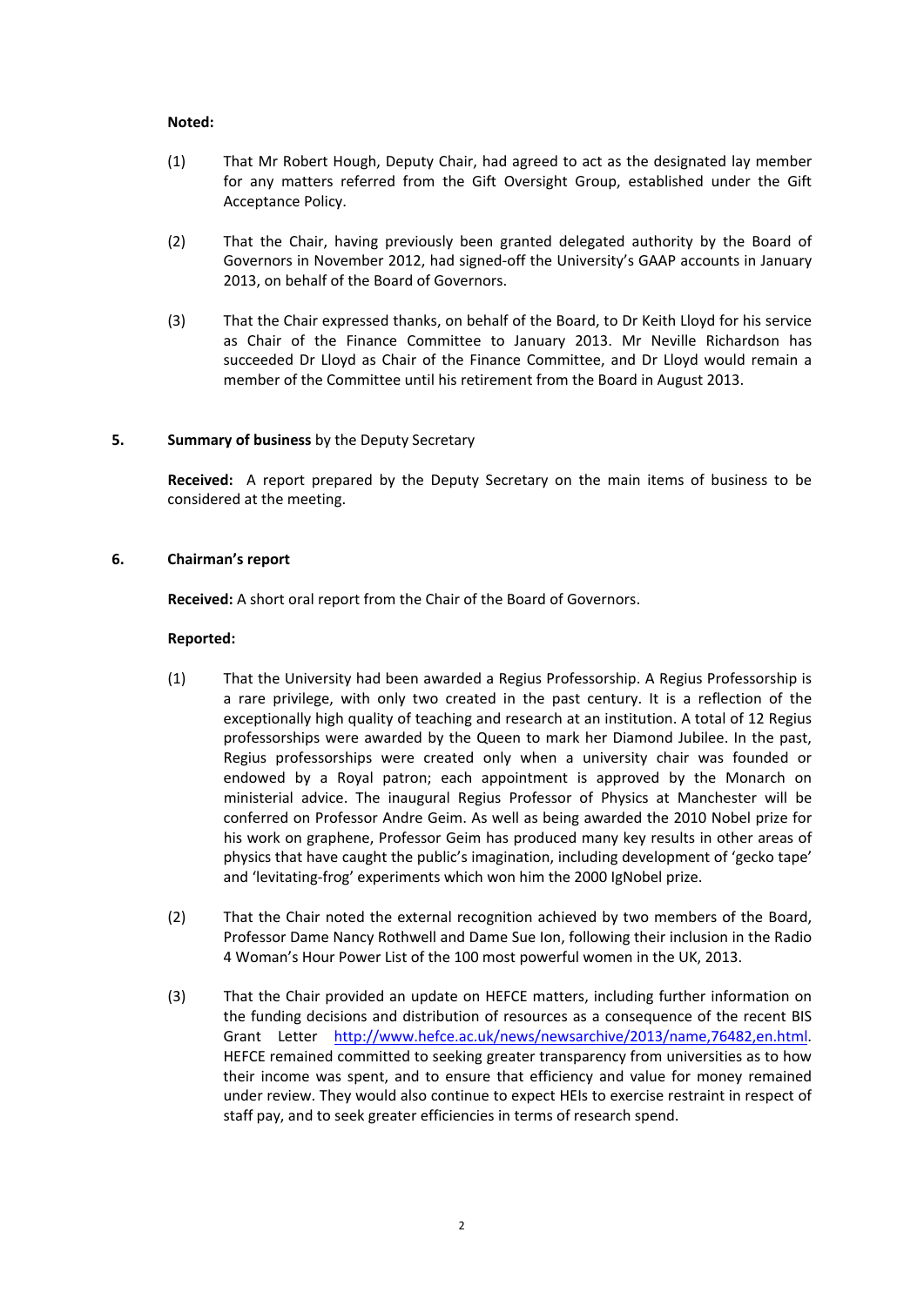**Noted:**

(1) That Mr Robert Hough, Deputy Chair, had agreed to act as the designated lay member for any matters referred from the Gift Oversight Group, established under the Gift Acceptance Policy.

(2) That the Chair, having previously been granted delegated authority by the Board of Governors in November 2012, had signed-off the University's GAAP accounts in January 2013, on behalf of the Board of Governors.

(3) That the Chair expressed thanks, on behalf of the Board, to Dr Keith Lloyd for his service as Chair of the Finance Committee to January 2013. Mr Neville Richardson has succeeded Dr Lloyd as Chair of the Finance Committee, and Dr Lloyd would remain a member of the Committee until his retirement from the Board in August 2013.

**5. Summary of business** by the Deputy Secretary

**Received:** A report prepared by the Deputy Secretary on the main items of business to be considered at the meeting.

**6. Chairman's report**

**Received:** A short oral report from the Chair of the Board of Governors.

**Reported:**

(1) That the University had been awarded a Regius Professorship. A Regius Professorship is a rare privilege, with only two created in the past century. It is a reflection of the exceptionally high quality of teaching and research at an institution. A total of 12 Regius professorships were awarded by the Queen to mark her Diamond Jubilee. In the past, Regius professorships were created only when a university chair was founded or endowed by a Royal patron; each appointment is approved by the Monarch on ministerial advice. The inaugural Regius Professor of Physics at Manchester will be conferred on Professor Andre Geim. As well as being awarded the 2010 Nobel prize for his work on graphene, Professor Geim has produced many key results in other areas of physics that have caught the public's imagination, including development of 'gecko tape' and 'levitating-frog' experiments which won him the 2000 IgNobel prize.

(2) That the Chair noted the external recognition achieved by two members of the Board, Professor Dame Nancy Rothwell and Dame Sue Ion, following their inclusion in the Radio 4 Woman's Hour Power List of the 100 most powerful women in the UK, 2013.

(3) That the Chair provided an update on HEFCE matters, including further information on the funding decisions and distribution of resources as a consequence of the recent BIS Grant Letter http://www.hefce.ac.uk/news/newsarchive/2013/name,76482,en.html. HEFCE remained committed to seeking greater transparency from universities as to how their income was spent, and to ensure that efficiency and value for money remained under review. They would also continue to expect HEIs to exercise restraint in respect of staff pay, and to seek greater efficiencies in terms of research spend.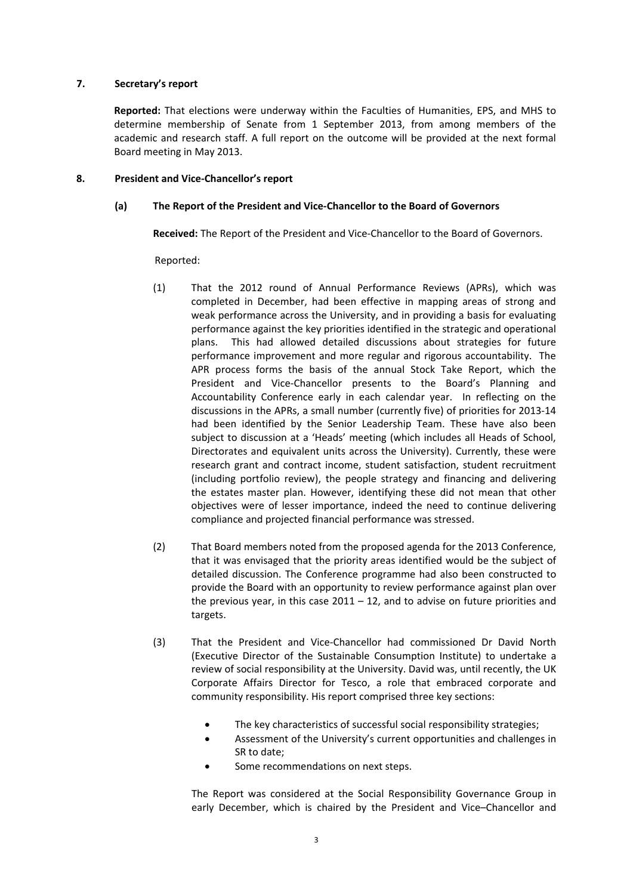## 7. Secretary's report

**Reported:** That elections were underway within the Faculties of Humanities, EPS, and MHS to determine membership of Senate from 1 September 2013, from among members of the academic and research staff. A full report on the outcome will be provided at the next formal Board meeting in May 2013.

## 8. President and Vice-Chancellor's report

### (a) The Report of the President and Vice-Chancellor to the Board of Governors

**Received:** The Report of the President and Vice-Chancellor to the Board of Governors.

Reported:

(1) That the 2012 round of Annual Performance Reviews (APRs), which was completed in December, had been effective in mapping areas of strong and weak performance across the University, and in providing a basis for evaluating performance against the key priorities identified in the strategic and operational plans. This had allowed detailed discussions about strategies for future performance improvement and more regular and rigorous accountability. The APR process forms the basis of the annual Stock Take Report, which the President and Vice-Chancellor presents to the Board's Planning and Accountability Conference early in each calendar year. In reflecting on the discussions in the APRs, a small number (currently five) of priorities for 2013-14 had been identified by the Senior Leadership Team. These have also been subject to discussion at a 'Heads' meeting (which includes all Heads of School, Directorates and equivalent units across the University). Currently, these were research grant and contract income, student satisfaction, student recruitment (including portfolio review), the people strategy and financing and delivering the estates master plan. However, identifying these did not mean that other objectives were of lesser importance, indeed the need to continue delivering compliance and projected financial performance was stressed.

(2) That Board members noted from the proposed agenda for the 2013 Conference, that it was envisaged that the priority areas identified would be the subject of detailed discussion. The Conference programme had also been constructed to provide the Board with an opportunity to review performance against plan over the previous year, in this case 2011 – 12, and to advise on future priorities and targets.

(3) That the President and Vice-Chancellor had commissioned Dr David North (Executive Director of the Sustainable Consumption Institute) to undertake a review of social responsibility at the University. David was, until recently, the UK Corporate Affairs Director for Tesco, a role that embraced corporate and community responsibility. His report comprised three key sections:

- The key characteristics of successful social responsibility strategies;
- Assessment of the University's current opportunities and challenges in SR to date;
- Some recommendations on next steps.

The Report was considered at the Social Responsibility Governance Group in early December, which is chaired by the President and Vice–Chancellor and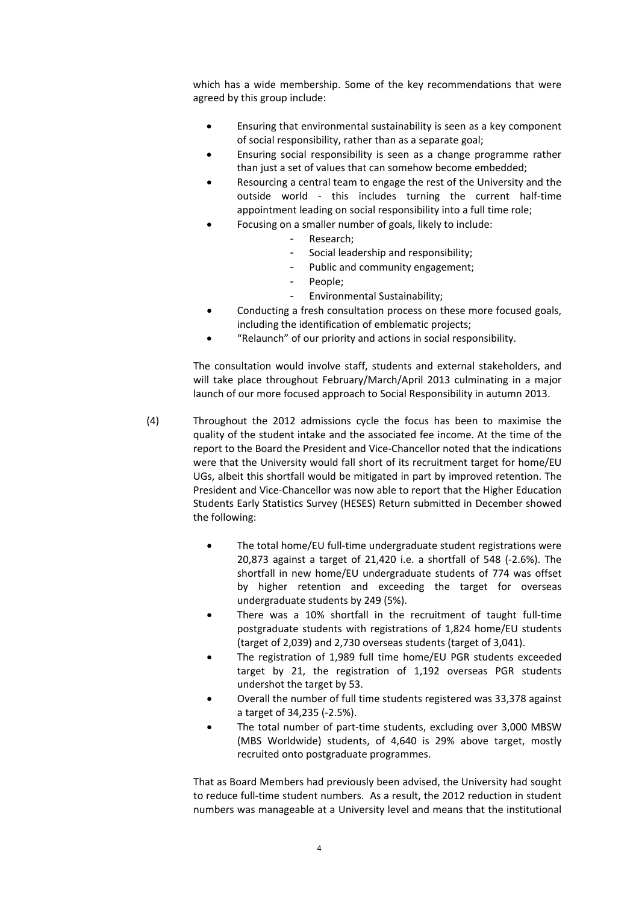which has a wide membership. Some of the key recommendations that were agreed by this group include:

- Ensuring that environmental sustainability is seen as a key component of social responsibility, rather than as a separate goal;
- Ensuring social responsibility is seen as a change programme rather than just a set of values that can somehow become embedded;
- Resourcing a central team to engage the rest of the University and the outside world - this includes turning the current half-time appointment leading on social responsibility into a full time role;
- Focusing on a smaller number of goals, likely to include:
  - Research;
  - Social leadership and responsibility;
  - Public and community engagement;
  - People;
  - Environmental Sustainability;
- Conducting a fresh consultation process on these more focused goals, including the identification of emblematic projects;
- "Relaunch" of our priority and actions in social responsibility.

The consultation would involve staff, students and external stakeholders, and will take place throughout February/March/April 2013 culminating in a major launch of our more focused approach to Social Responsibility in autumn 2013.

(4) Throughout the 2012 admissions cycle the focus has been to maximise the quality of the student intake and the associated fee income. At the time of the report to the Board the President and Vice-Chancellor noted that the indications were that the University would fall short of its recruitment target for home/EU UGs, albeit this shortfall would be mitigated in part by improved retention. The President and Vice-Chancellor was now able to report that the Higher Education Students Early Statistics Survey (HESES) Return submitted in December showed the following:

- The total home/EU full-time undergraduate student registrations were 20,873 against a target of 21,420 i.e. a shortfall of 548 (-2.6%). The shortfall in new home/EU undergraduate students of 774 was offset by higher retention and exceeding the target for overseas undergraduate students by 249 (5%).
- There was a 10% shortfall in the recruitment of taught full-time postgraduate students with registrations of 1,824 home/EU students (target of 2,039) and 2,730 overseas students (target of 3,041).
- The registration of 1,989 full time home/EU PGR students exceeded target by 21, the registration of 1,192 overseas PGR students undershot the target by 53.
- Overall the number of full time students registered was 33,378 against a target of 34,235 (-2.5%).
- The total number of part-time students, excluding over 3,000 MBSW (MBS Worldwide) students, of 4,640 is 29% above target, mostly recruited onto postgraduate programmes.

That as Board Members had previously been advised, the University had sought to reduce full-time student numbers. As a result, the 2012 reduction in student numbers was manageable at a University level and means that the institutional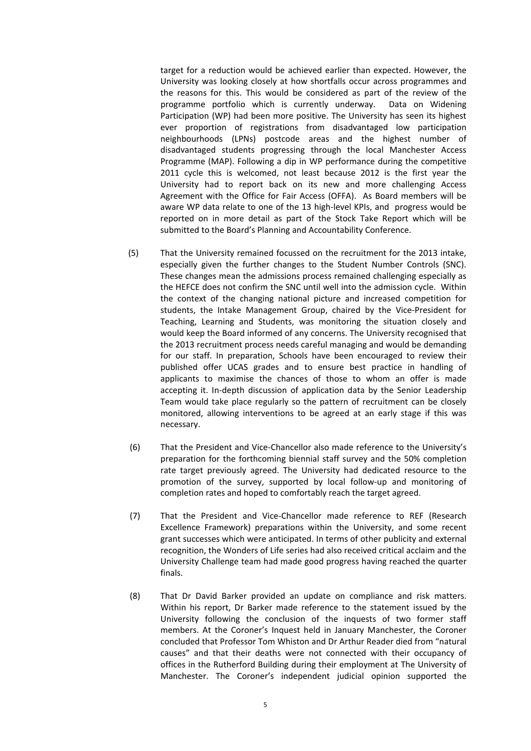target for a reduction would be achieved earlier than expected. However, the University was looking closely at how shortfalls occur across programmes and the reasons for this. This would be considered as part of the review of the programme portfolio which is currently underway. Data on Widening Participation (WP) had been more positive. The University has seen its highest ever proportion of registrations from disadvantaged low participation neighbourhoods (LPNs) postcode areas and the highest number of disadvantaged students progressing through the local Manchester Access Programme (MAP). Following a dip in WP performance during the competitive 2011 cycle this is welcomed, not least because 2012 is the first year the University had to report back on its new and more challenging Access Agreement with the Office for Fair Access (OFFA). As Board members will be aware WP data relate to one of the 13 high-level KPIs, and progress would be reported on in more detail as part of the Stock Take Report which will be submitted to the Board's Planning and Accountability Conference.

(5) That the University remained focussed on the recruitment for the 2013 intake, especially given the further changes to the Student Number Controls (SNC). These changes mean the admissions process remained challenging especially as the HEFCE does not confirm the SNC until well into the admission cycle. Within the context of the changing national picture and increased competition for students, the Intake Management Group, chaired by the Vice-President for Teaching, Learning and Students, was monitoring the situation closely and would keep the Board informed of any concerns. The University recognised that the 2013 recruitment process needs careful managing and would be demanding for our staff. In preparation, Schools have been encouraged to review their published offer UCAS grades and to ensure best practice in handling of applicants to maximise the chances of those to whom an offer is made accepting it. In-depth discussion of application data by the Senior Leadership Team would take place regularly so the pattern of recruitment can be closely monitored, allowing interventions to be agreed at an early stage if this was necessary.

(6) That the President and Vice-Chancellor also made reference to the University's preparation for the forthcoming biennial staff survey and the 50% completion rate target previously agreed. The University had dedicated resource to the promotion of the survey, supported by local follow-up and monitoring of completion rates and hoped to comfortably reach the target agreed.

(7) That the President and Vice-Chancellor made reference to REF (Research Excellence Framework) preparations within the University, and some recent grant successes which were anticipated. In terms of other publicity and external recognition, the Wonders of Life series had also received critical acclaim and the University Challenge team had made good progress having reached the quarter finals.

(8) That Dr David Barker provided an update on compliance and risk matters. Within his report, Dr Barker made reference to the statement issued by the University following the conclusion of the inquests of two former staff members. At the Coroner's Inquest held in January Manchester, the Coroner concluded that Professor Tom Whiston and Dr Arthur Reader died from "natural causes" and that their deaths were not connected with their occupancy of offices in the Rutherford Building during their employment at The University of Manchester. The Coroner's independent judicial opinion supported the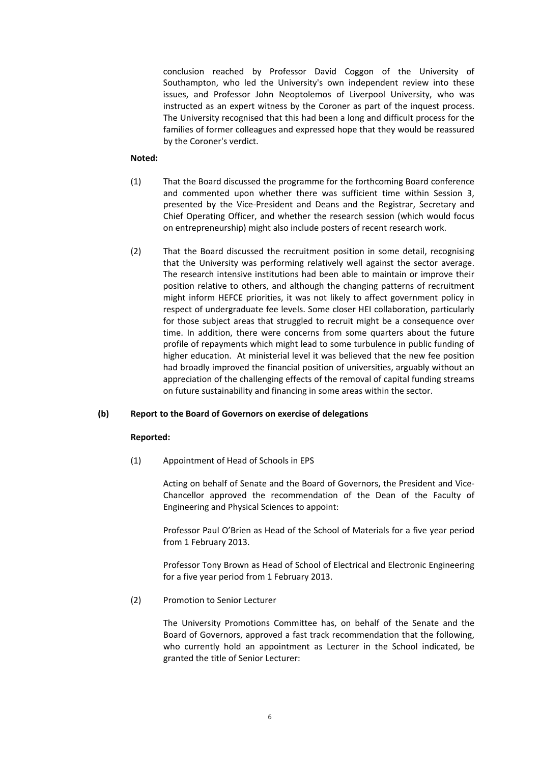conclusion reached by Professor David Coggon of the University of Southampton, who led the University's own independent review into these issues, and Professor John Neoptolemos of Liverpool University, who was instructed as an expert witness by the Coroner as part of the inquest process. The University recognised that this had been a long and difficult process for the families of former colleagues and expressed hope that they would be reassured by the Coroner's verdict.

**Noted:**

(1) That the Board discussed the programme for the forthcoming Board conference and commented upon whether there was sufficient time within Session 3, presented by the Vice-President and Deans and the Registrar, Secretary and Chief Operating Officer, and whether the research session (which would focus on entrepreneurship) might also include posters of recent research work.

(2) That the Board discussed the recruitment position in some detail, recognising that the University was performing relatively well against the sector average. The research intensive institutions had been able to maintain or improve their position relative to others, and although the changing patterns of recruitment might inform HEFCE priorities, it was not likely to affect government policy in respect of undergraduate fee levels. Some closer HEI collaboration, particularly for those subject areas that struggled to recruit might be a consequence over time. In addition, there were concerns from some quarters about the future profile of repayments which might lead to some turbulence in public funding of higher education. At ministerial level it was believed that the new fee position had broadly improved the financial position of universities, arguably without an appreciation of the challenging effects of the removal of capital funding streams on future sustainability and financing in some areas within the sector.

**(b) Report to the Board of Governors on exercise of delegations**

**Reported:**

(1) Appointment of Head of Schools in EPS

Acting on behalf of Senate and the Board of Governors, the President and Vice-Chancellor approved the recommendation of the Dean of the Faculty of Engineering and Physical Sciences to appoint:

Professor Paul O'Brien as Head of the School of Materials for a five year period from 1 February 2013.

Professor Tony Brown as Head of School of Electrical and Electronic Engineering for a five year period from 1 February 2013.

(2) Promotion to Senior Lecturer

The University Promotions Committee has, on behalf of the Senate and the Board of Governors, approved a fast track recommendation that the following, who currently hold an appointment as Lecturer in the School indicated, be granted the title of Senior Lecturer: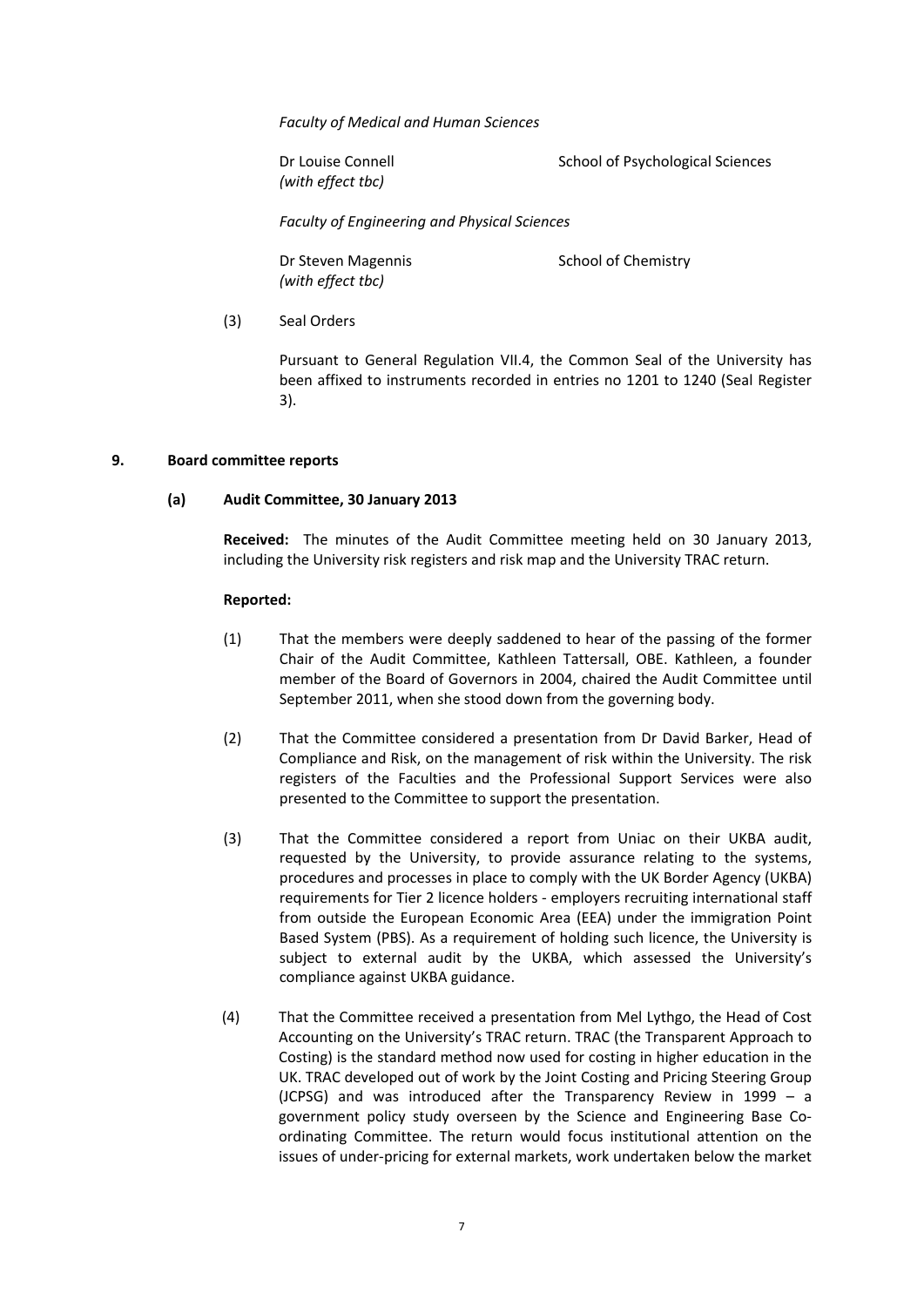*Faculty of Medical and Human Sciences*

| | |
|---|---|
| Dr Louise Connell *(with effect tbc)* | School of Psychological Sciences |

*Faculty of Engineering and Physical Sciences*

| | |
|---|---|
| Dr Steven Magennis *(with effect tbc)* | School of Chemistry |

(3) Seal Orders

Pursuant to General Regulation VII.4, the Common Seal of the University has been affixed to instruments recorded in entries no 1201 to 1240 (Seal Register 3).

## 9. Board committee reports

### (a) Audit Committee, 30 January 2013

**Received:** The minutes of the Audit Committee meeting held on 30 January 2013, including the University risk registers and risk map and the University TRAC return.

**Reported:**

(1) That the members were deeply saddened to hear of the passing of the former Chair of the Audit Committee, Kathleen Tattersall, OBE. Kathleen, a founder member of the Board of Governors in 2004, chaired the Audit Committee until September 2011, when she stood down from the governing body.

(2) That the Committee considered a presentation from Dr David Barker, Head of Compliance and Risk, on the management of risk within the University. The risk registers of the Faculties and the Professional Support Services were also presented to the Committee to support the presentation.

(3) That the Committee considered a report from Uniac on their UKBA audit, requested by the University, to provide assurance relating to the systems, procedures and processes in place to comply with the UK Border Agency (UKBA) requirements for Tier 2 licence holders - employers recruiting international staff from outside the European Economic Area (EEA) under the immigration Point Based System (PBS). As a requirement of holding such licence, the University is subject to external audit by the UKBA, which assessed the University's compliance against UKBA guidance.

(4) That the Committee received a presentation from Mel Lythgo, the Head of Cost Accounting on the University's TRAC return. TRAC (the Transparent Approach to Costing) is the standard method now used for costing in higher education in the UK. TRAC developed out of work by the Joint Costing and Pricing Steering Group (JCPSG) and was introduced after the Transparency Review in 1999 – a government policy study overseen by the Science and Engineering Base Co-ordinating Committee. The return would focus institutional attention on the issues of under-pricing for external markets, work undertaken below the market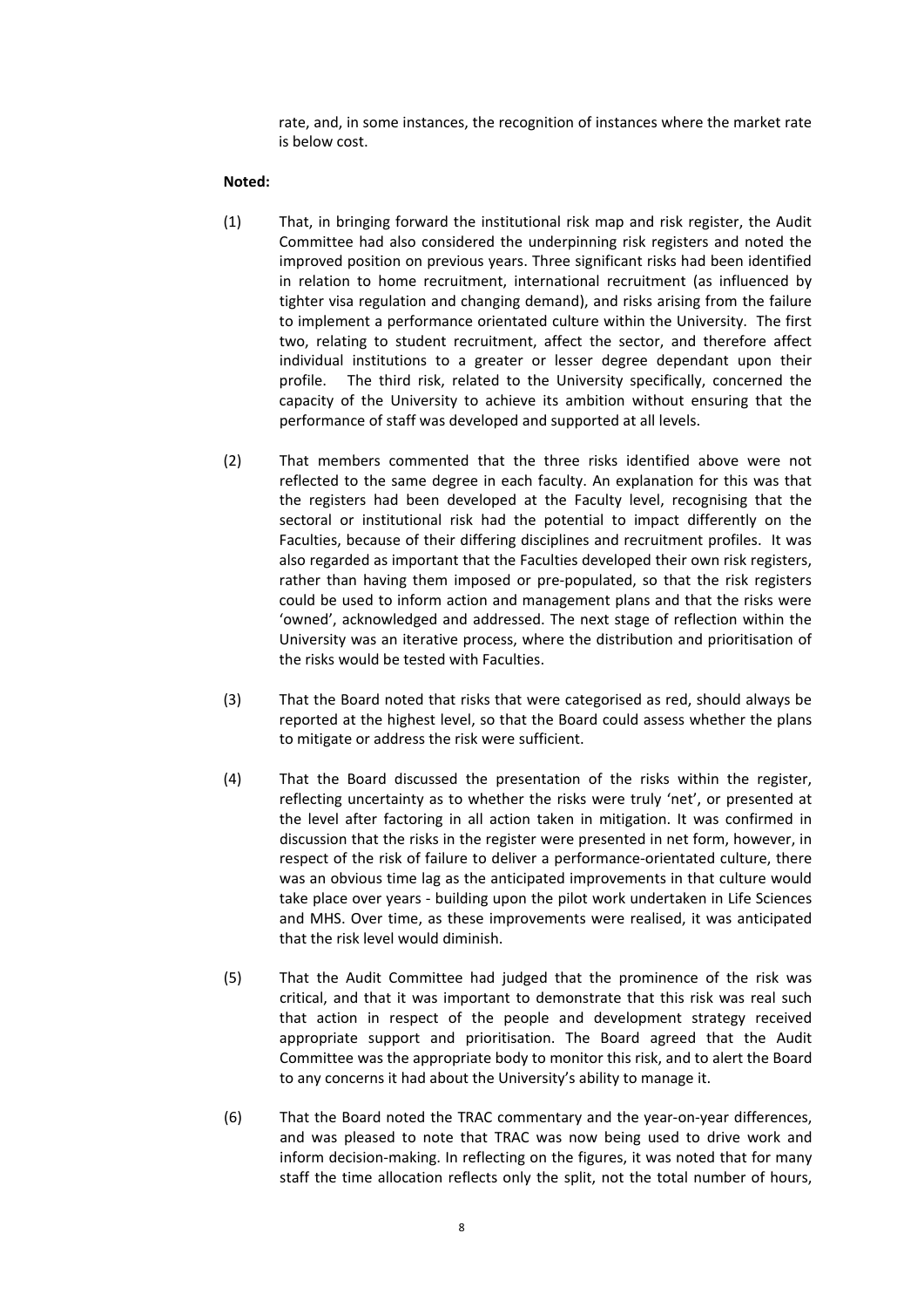rate, and, in some instances, the recognition of instances where the market rate is below cost.

**Noted:**

(1) That, in bringing forward the institutional risk map and risk register, the Audit Committee had also considered the underpinning risk registers and noted the improved position on previous years. Three significant risks had been identified in relation to home recruitment, international recruitment (as influenced by tighter visa regulation and changing demand), and risks arising from the failure to implement a performance orientated culture within the University. The first two, relating to student recruitment, affect the sector, and therefore affect individual institutions to a greater or lesser degree dependant upon their profile. The third risk, related to the University specifically, concerned the capacity of the University to achieve its ambition without ensuring that the performance of staff was developed and supported at all levels.

(2) That members commented that the three risks identified above were not reflected to the same degree in each faculty. An explanation for this was that the registers had been developed at the Faculty level, recognising that the sectoral or institutional risk had the potential to impact differently on the Faculties, because of their differing disciplines and recruitment profiles. It was also regarded as important that the Faculties developed their own risk registers, rather than having them imposed or pre-populated, so that the risk registers could be used to inform action and management plans and that the risks were 'owned', acknowledged and addressed. The next stage of reflection within the University was an iterative process, where the distribution and prioritisation of the risks would be tested with Faculties.

(3) That the Board noted that risks that were categorised as red, should always be reported at the highest level, so that the Board could assess whether the plans to mitigate or address the risk were sufficient.

(4) That the Board discussed the presentation of the risks within the register, reflecting uncertainty as to whether the risks were truly 'net', or presented at the level after factoring in all action taken in mitigation. It was confirmed in discussion that the risks in the register were presented in net form, however, in respect of the risk of failure to deliver a performance-orientated culture, there was an obvious time lag as the anticipated improvements in that culture would take place over years - building upon the pilot work undertaken in Life Sciences and MHS. Over time, as these improvements were realised, it was anticipated that the risk level would diminish.

(5) That the Audit Committee had judged that the prominence of the risk was critical, and that it was important to demonstrate that this risk was real such that action in respect of the people and development strategy received appropriate support and prioritisation. The Board agreed that the Audit Committee was the appropriate body to monitor this risk, and to alert the Board to any concerns it had about the University's ability to manage it.

(6) That the Board noted the TRAC commentary and the year-on-year differences, and was pleased to note that TRAC was now being used to drive work and inform decision-making. In reflecting on the figures, it was noted that for many staff the time allocation reflects only the split, not the total number of hours,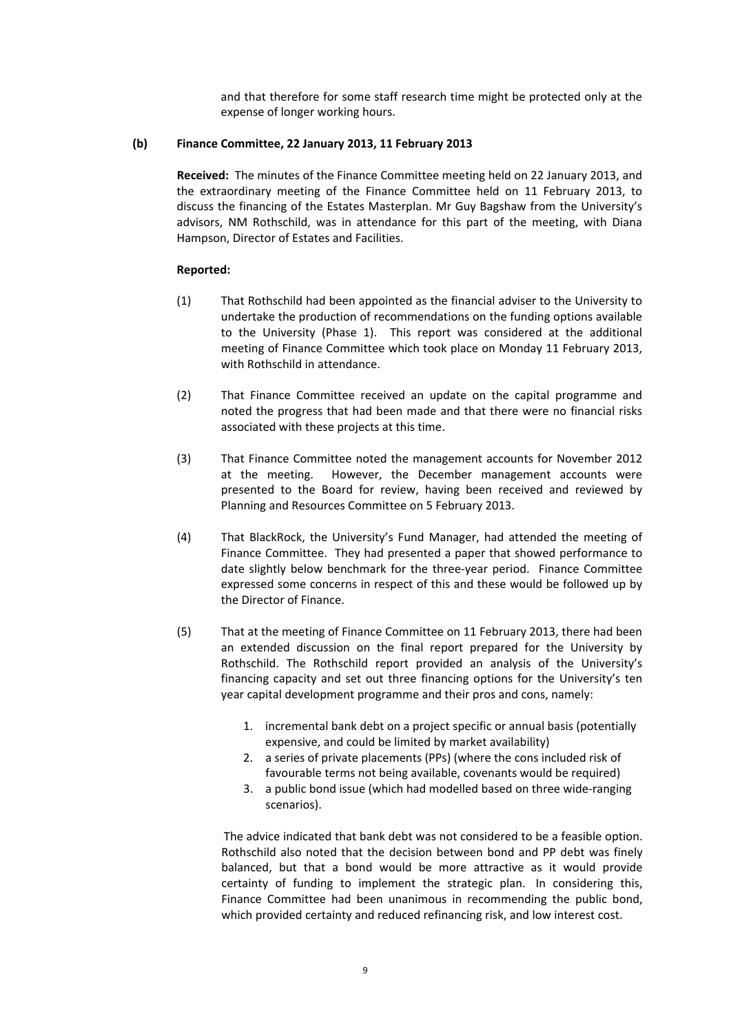and that therefore for some staff research time might be protected only at the expense of longer working hours.

**(b) Finance Committee, 22 January 2013, 11 February 2013**

**Received:** The minutes of the Finance Committee meeting held on 22 January 2013, and the extraordinary meeting of the Finance Committee held on 11 February 2013, to discuss the financing of the Estates Masterplan. Mr Guy Bagshaw from the University's advisors, NM Rothschild, was in attendance for this part of the meeting, with Diana Hampson, Director of Estates and Facilities.

**Reported:**

(1) That Rothschild had been appointed as the financial adviser to the University to undertake the production of recommendations on the funding options available to the University (Phase 1). This report was considered at the additional meeting of Finance Committee which took place on Monday 11 February 2013, with Rothschild in attendance.

(2) That Finance Committee received an update on the capital programme and noted the progress that had been made and that there were no financial risks associated with these projects at this time.

(3) That Finance Committee noted the management accounts for November 2012 at the meeting. However, the December management accounts were presented to the Board for review, having been received and reviewed by Planning and Resources Committee on 5 February 2013.

(4) That BlackRock, the University's Fund Manager, had attended the meeting of Finance Committee. They had presented a paper that showed performance to date slightly below benchmark for the three-year period. Finance Committee expressed some concerns in respect of this and these would be followed up by the Director of Finance.

(5) That at the meeting of Finance Committee on 11 February 2013, there had been an extended discussion on the final report prepared for the University by Rothschild. The Rothschild report provided an analysis of the University's financing capacity and set out three financing options for the University's ten year capital development programme and their pros and cons, namely:

1. incremental bank debt on a project specific or annual basis (potentially expensive, and could be limited by market availability)
2. a series of private placements (PPs) (where the cons included risk of favourable terms not being available, covenants would be required)
3. a public bond issue (which had modelled based on three wide-ranging scenarios).

The advice indicated that bank debt was not considered to be a feasible option. Rothschild also noted that the decision between bond and PP debt was finely balanced, but that a bond would be more attractive as it would provide certainty of funding to implement the strategic plan. In considering this, Finance Committee had been unanimous in recommending the public bond, which provided certainty and reduced refinancing risk, and low interest cost.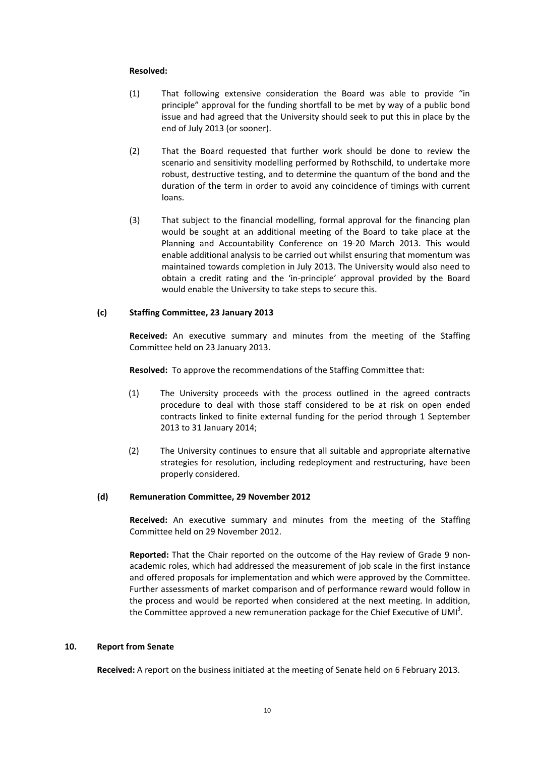**Resolved:**

(1) That following extensive consideration the Board was able to provide "in principle" approval for the funding shortfall to be met by way of a public bond issue and had agreed that the University should seek to put this in place by the end of July 2013 (or sooner).

(2) That the Board requested that further work should be done to review the scenario and sensitivity modelling performed by Rothschild, to undertake more robust, destructive testing, and to determine the quantum of the bond and the duration of the term in order to avoid any coincidence of timings with current loans.

(3) That subject to the financial modelling, formal approval for the financing plan would be sought at an additional meeting of the Board to take place at the Planning and Accountability Conference on 19-20 March 2013. This would enable additional analysis to be carried out whilst ensuring that momentum was maintained towards completion in July 2013. The University would also need to obtain a credit rating and the 'in-principle' approval provided by the Board would enable the University to take steps to secure this.

**(c) Staffing Committee, 23 January 2013**

**Received:** An executive summary and minutes from the meeting of the Staffing Committee held on 23 January 2013.

**Resolved:** To approve the recommendations of the Staffing Committee that:

(1) The University proceeds with the process outlined in the agreed contracts procedure to deal with those staff considered to be at risk on open ended contracts linked to finite external funding for the period through 1 September 2013 to 31 January 2014;

(2) The University continues to ensure that all suitable and appropriate alternative strategies for resolution, including redeployment and restructuring, have been properly considered.

**(d) Remuneration Committee, 29 November 2012**

**Received:** An executive summary and minutes from the meeting of the Staffing Committee held on 29 November 2012.

**Reported:** That the Chair reported on the outcome of the Hay review of Grade 9 non-academic roles, which had addressed the measurement of job scale in the first instance and offered proposals for implementation and which were approved by the Committee. Further assessments of market comparison and of performance reward would follow in the process and would be reported when considered at the next meeting. In addition, the Committee approved a new remuneration package for the Chief Executive of UMI[3].

**10. Report from Senate**

**Received:** A report on the business initiated at the meeting of Senate held on 6 February 2013.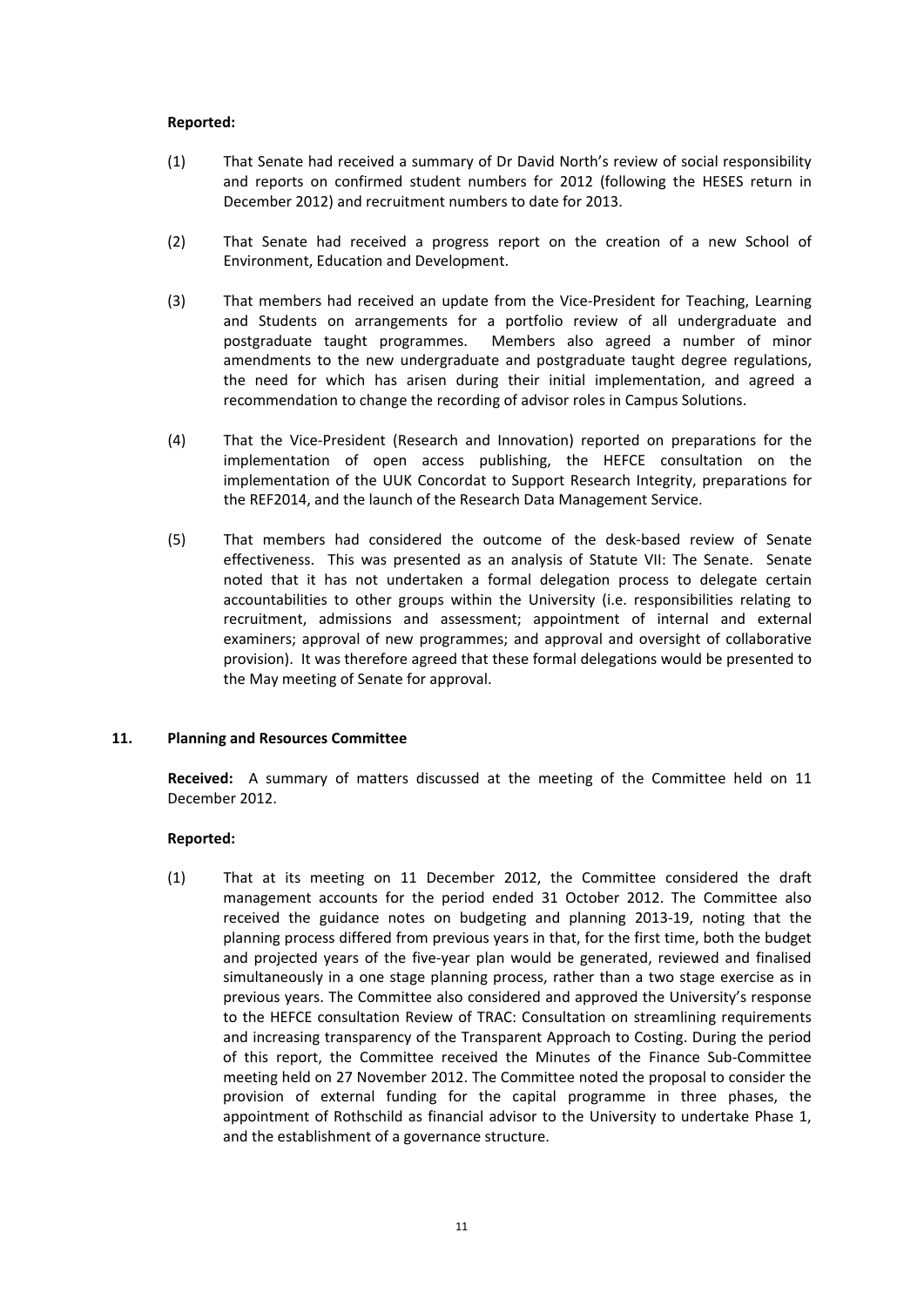**Reported:**

(1) That Senate had received a summary of Dr David North's review of social responsibility and reports on confirmed student numbers for 2012 (following the HESES return in December 2012) and recruitment numbers to date for 2013.

(2) That Senate had received a progress report on the creation of a new School of Environment, Education and Development.

(3) That members had received an update from the Vice-President for Teaching, Learning and Students on arrangements for a portfolio review of all undergraduate and postgraduate taught programmes. Members also agreed a number of minor amendments to the new undergraduate and postgraduate taught degree regulations, the need for which has arisen during their initial implementation, and agreed a recommendation to change the recording of advisor roles in Campus Solutions.

(4) That the Vice-President (Research and Innovation) reported on preparations for the implementation of open access publishing, the HEFCE consultation on the implementation of the UUK Concordat to Support Research Integrity, preparations for the REF2014, and the launch of the Research Data Management Service.

(5) That members had considered the outcome of the desk-based review of Senate effectiveness. This was presented as an analysis of Statute VII: The Senate. Senate noted that it has not undertaken a formal delegation process to delegate certain accountabilities to other groups within the University (i.e. responsibilities relating to recruitment, admissions and assessment; appointment of internal and external examiners; approval of new programmes; and approval and oversight of collaborative provision). It was therefore agreed that these formal delegations would be presented to the May meeting of Senate for approval.

## 11. Planning and Resources Committee

**Received:** A summary of matters discussed at the meeting of the Committee held on 11 December 2012.

**Reported:**

(1) That at its meeting on 11 December 2012, the Committee considered the draft management accounts for the period ended 31 October 2012. The Committee also received the guidance notes on budgeting and planning 2013-19, noting that the planning process differed from previous years in that, for the first time, both the budget and projected years of the five-year plan would be generated, reviewed and finalised simultaneously in a one stage planning process, rather than a two stage exercise as in previous years. The Committee also considered and approved the University's response to the HEFCE consultation Review of TRAC: Consultation on streamlining requirements and increasing transparency of the Transparent Approach to Costing. During the period of this report, the Committee received the Minutes of the Finance Sub-Committee meeting held on 27 November 2012. The Committee noted the proposal to consider the provision of external funding for the capital programme in three phases, the appointment of Rothschild as financial advisor to the University to undertake Phase 1, and the establishment of a governance structure.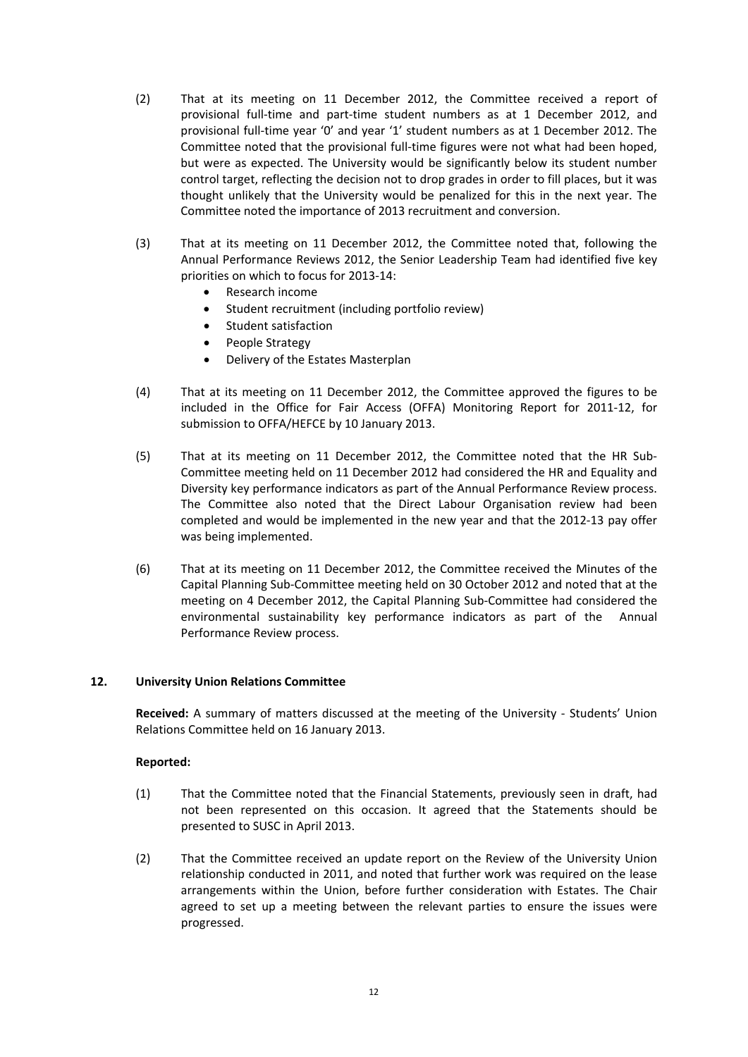(2) That at its meeting on 11 December 2012, the Committee received a report of provisional full-time and part-time student numbers as at 1 December 2012, and provisional full-time year '0' and year '1' student numbers as at 1 December 2012. The Committee noted that the provisional full-time figures were not what had been hoped, but were as expected. The University would be significantly below its student number control target, reflecting the decision not to drop grades in order to fill places, but it was thought unlikely that the University would be penalized for this in the next year. The Committee noted the importance of 2013 recruitment and conversion.

(3) That at its meeting on 11 December 2012, the Committee noted that, following the Annual Performance Reviews 2012, the Senior Leadership Team had identified five key priorities on which to focus for 2013-14:

- Research income
- Student recruitment (including portfolio review)
- Student satisfaction
- People Strategy
- Delivery of the Estates Masterplan

(4) That at its meeting on 11 December 2012, the Committee approved the figures to be included in the Office for Fair Access (OFFA) Monitoring Report for 2011-12, for submission to OFFA/HEFCE by 10 January 2013.

(5) That at its meeting on 11 December 2012, the Committee noted that the HR Sub-Committee meeting held on 11 December 2012 had considered the HR and Equality and Diversity key performance indicators as part of the Annual Performance Review process. The Committee also noted that the Direct Labour Organisation review had been completed and would be implemented in the new year and that the 2012-13 pay offer was being implemented.

(6) That at its meeting on 11 December 2012, the Committee received the Minutes of the Capital Planning Sub-Committee meeting held on 30 October 2012 and noted that at the meeting on 4 December 2012, the Capital Planning Sub-Committee had considered the environmental sustainability key performance indicators as part of the Annual Performance Review process.

## 12. University Union Relations Committee

**Received:** A summary of matters discussed at the meeting of the University - Students' Union Relations Committee held on 16 January 2013.

**Reported:**

(1) That the Committee noted that the Financial Statements, previously seen in draft, had not been represented on this occasion. It agreed that the Statements should be presented to SUSC in April 2013.

(2) That the Committee received an update report on the Review of the University Union relationship conducted in 2011, and noted that further work was required on the lease arrangements within the Union, before further consideration with Estates. The Chair agreed to set up a meeting between the relevant parties to ensure the issues were progressed.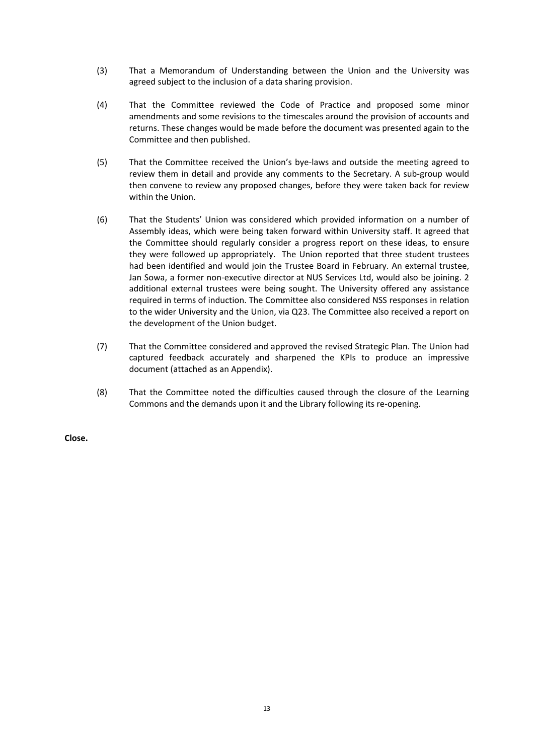(3) That a Memorandum of Understanding between the Union and the University was agreed subject to the inclusion of a data sharing provision.

(4) That the Committee reviewed the Code of Practice and proposed some minor amendments and some revisions to the timescales around the provision of accounts and returns. These changes would be made before the document was presented again to the Committee and then published.

(5) That the Committee received the Union's bye-laws and outside the meeting agreed to review them in detail and provide any comments to the Secretary. A sub-group would then convene to review any proposed changes, before they were taken back for review within the Union.

(6) That the Students' Union was considered which provided information on a number of Assembly ideas, which were being taken forward within University staff. It agreed that the Committee should regularly consider a progress report on these ideas, to ensure they were followed up appropriately. The Union reported that three student trustees had been identified and would join the Trustee Board in February. An external trustee, Jan Sowa, a former non-executive director at NUS Services Ltd, would also be joining. 2 additional external trustees were being sought. The University offered any assistance required in terms of induction. The Committee also considered NSS responses in relation to the wider University and the Union, via Q23. The Committee also received a report on the development of the Union budget.

(7) That the Committee considered and approved the revised Strategic Plan. The Union had captured feedback accurately and sharpened the KPIs to produce an impressive document (attached as an Appendix).

(8) That the Committee noted the difficulties caused through the closure of the Learning Commons and the demands upon it and the Library following its re-opening.

**Close.**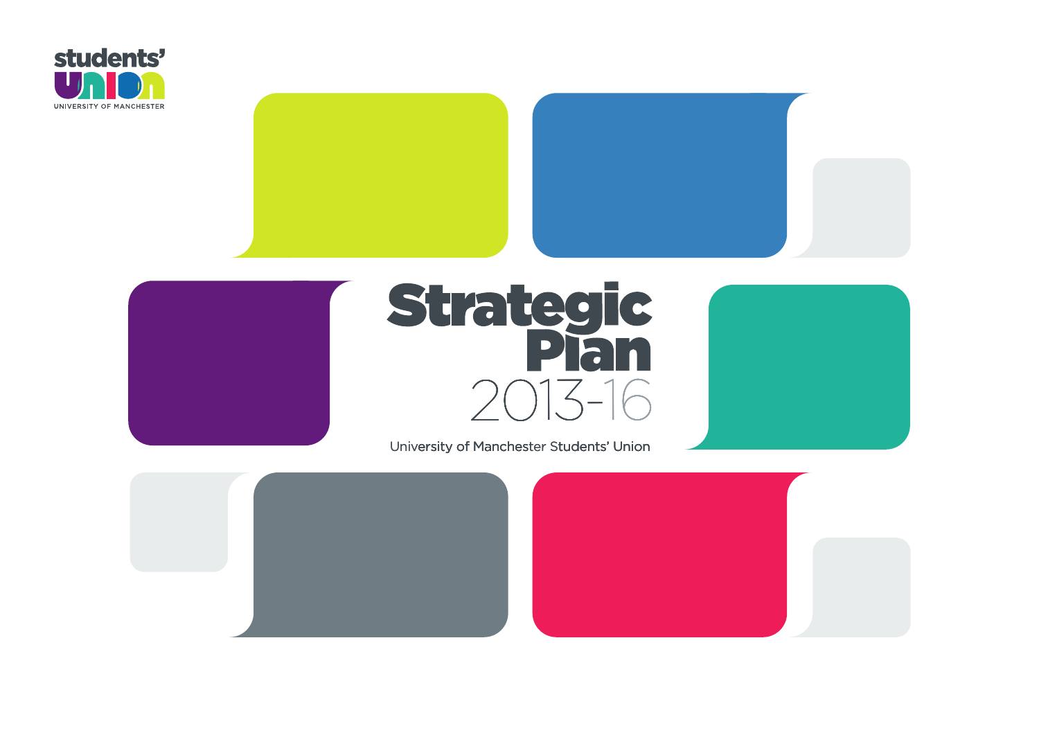students' UNION

UNIVERSITY OF MANCHESTER

# Strategic Plan

## 2013-16

University of Manchester Students' Union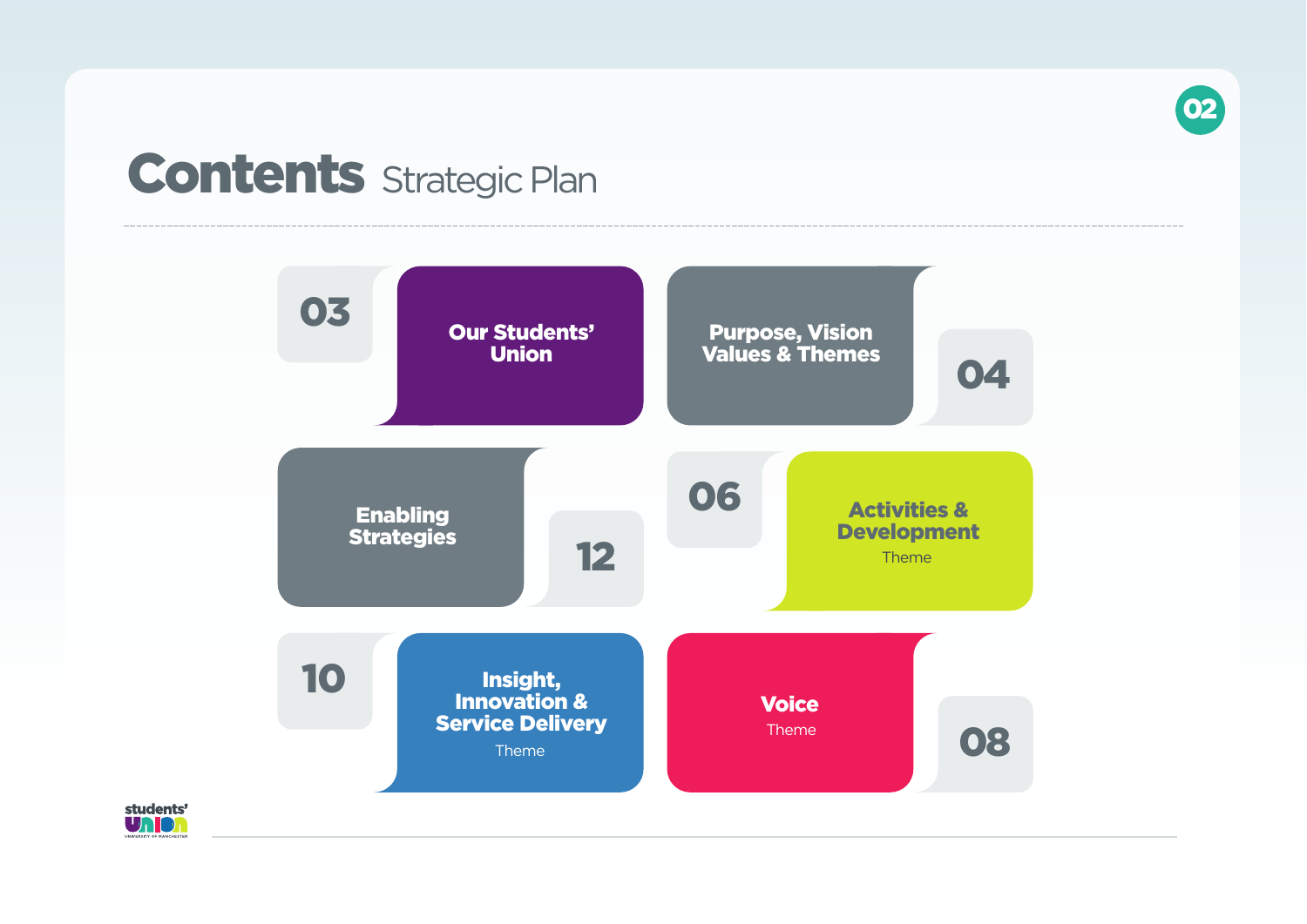# Contents Strategic Plan

| Page | Section |
| --- | --- |
| 03 | Our Students' Union |
| 04 | Purpose, Vision Values & Themes |
| 06 | Activities & Development Theme |
| 08 | Voice Theme |
| 10 | Insight, Innovation & Service Delivery Theme |
| 12 | Enabling Strategies |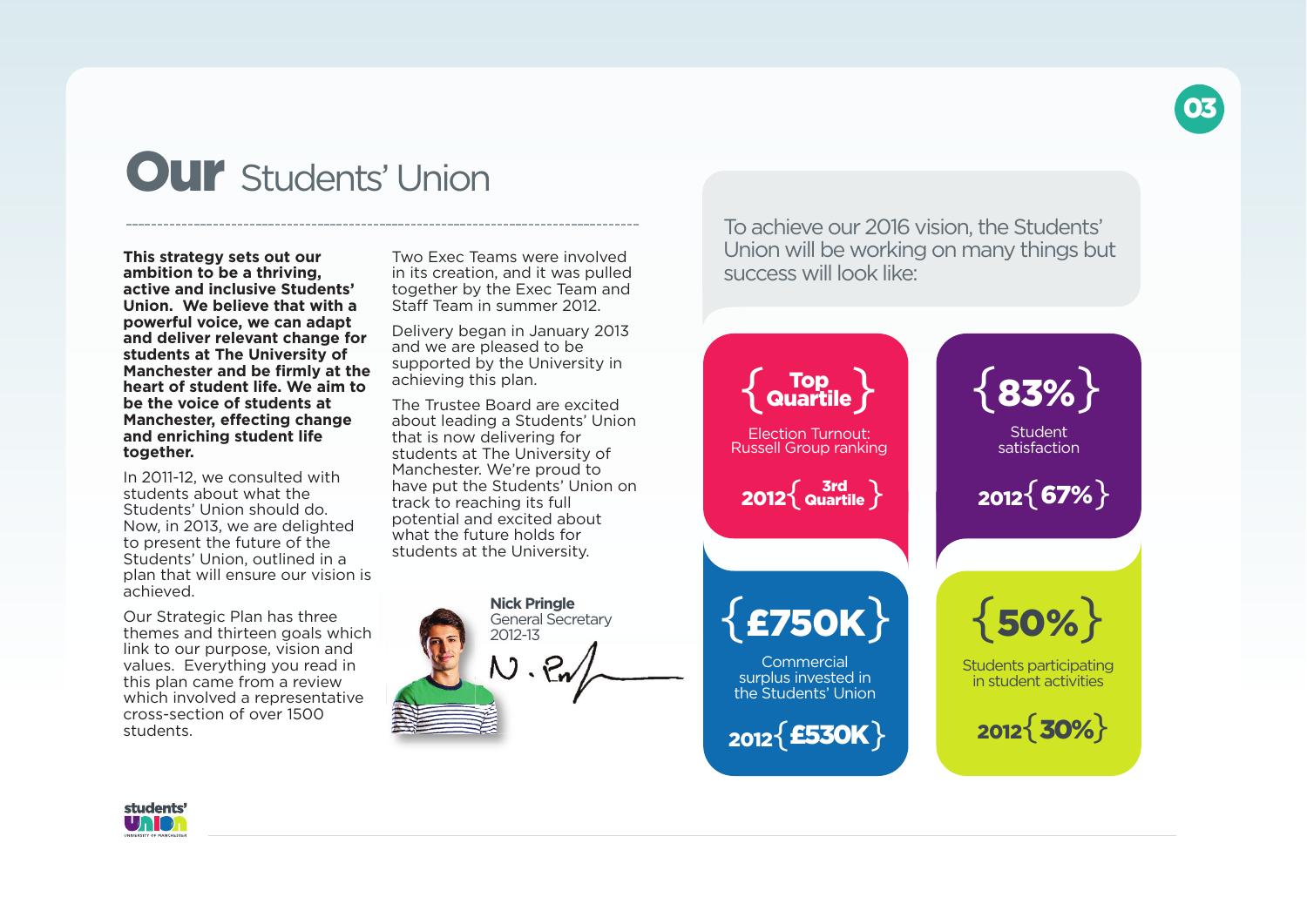# Our Students' Union

**This strategy sets out our ambition to be a thriving, active and inclusive Students' Union. We believe that with a powerful voice, we can adapt and deliver relevant change for students at The University of Manchester and be firmly at the heart of student life. We aim to be the voice of students at Manchester, effecting change and enriching student life together.**

In 2011-12, we consulted with students about what the Students' Union should do. Now, in 2013, we are delighted to present the future of the Students' Union, outlined in a plan that will ensure our vision is achieved.

Our Strategic Plan has three themes and thirteen goals which link to our purpose, vision and values. Everything you read in this plan came from a review which involved a representative cross-section of over 1500 students.

Two Exec Teams were involved in its creation, and it was pulled together by the Exec Team and Staff Team in summer 2012.

Delivery began in January 2013 and we are pleased to be supported by the University in achieving this plan.

The Trustee Board are excited about leading a Students' Union that is now delivering for students at The University of Manchester. We're proud to have put the Students' Union on track to reaching its full potential and excited about what the future holds for students at the University.

**Nick Pringle**
General Secretary
2012-13

To achieve our 2016 vision, the Students' Union will be working on many things but success will look like:

**{Top Quartile}**
Election Turnout: Russell Group ranking
2012 {3rd Quartile}

**{83%}**
Student satisfaction
2012 {67%}

**{£750K}**
Commercial surplus invested in the Students' Union
2012 {£530K}

**{50%}**
Students participating in student activities
2012 {30%}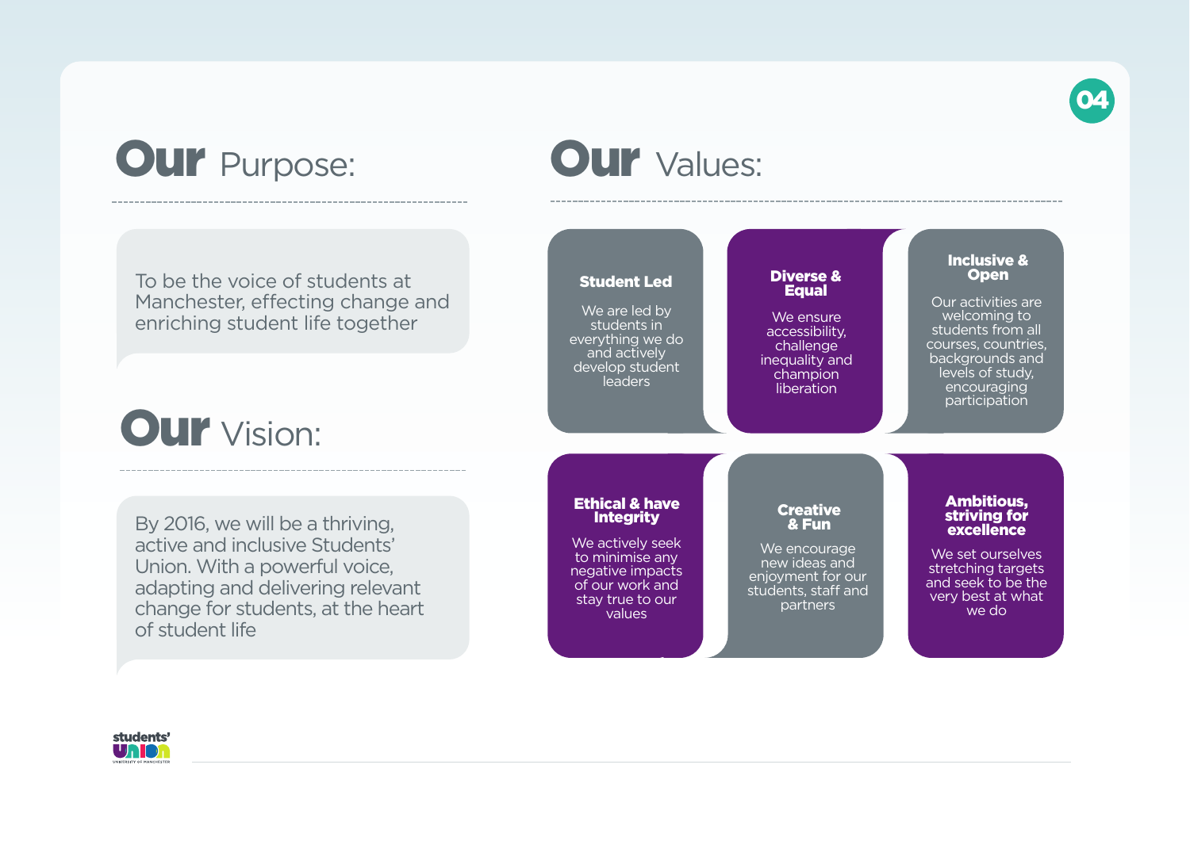## Our Purpose:

To be the voice of students at Manchester, effecting change and enriching student life together

## Our Vision:

By 2016, we will be a thriving, active and inclusive Students' Union. With a powerful voice, adapting and delivering relevant change for students, at the heart of student life

## Our Values:

**Student Led**

We are led by students in everything we do and actively develop student leaders

**Diverse & Equal**

We ensure accessibility, challenge inequality and champion liberation

**Inclusive & Open**

Our activities are welcoming to students from all courses, countries, backgrounds and levels of study, encouraging participation

**Ethical & have Integrity**

We actively seek to minimise any negative impacts of our work and stay true to our values

**Creative & Fun**

We encourage new ideas and enjoyment for our students, staff and partners

**Ambitious, striving for excellence**

We set ourselves stretching targets and seek to be the very best at what we do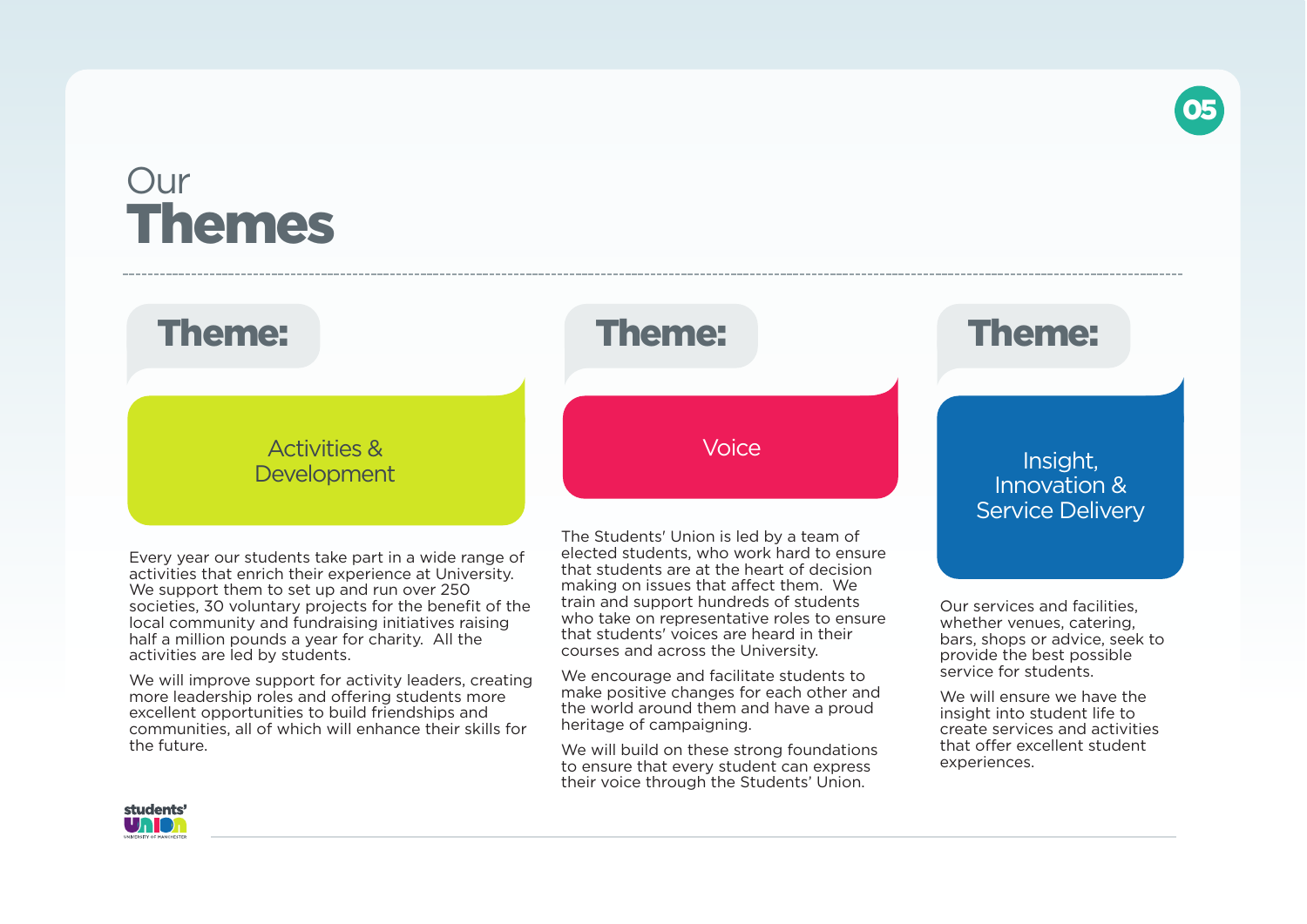# Our Themes

## Theme: Activities & Development

Every year our students take part in a wide range of activities that enrich their experience at University. We support them to set up and run over 250 societies, 30 voluntary projects for the benefit of the local community and fundraising initiatives raising half a million pounds a year for charity. All the activities are led by students.

We will improve support for activity leaders, creating more leadership roles and offering students more excellent opportunities to build friendships and communities, all of which will enhance their skills for the future.

## Theme: Voice

The Students' Union is led by a team of elected students, who work hard to ensure that students are at the heart of decision making on issues that affect them. We train and support hundreds of students who take on representative roles to ensure that students' voices are heard in their courses and across the University.

We encourage and facilitate students to make positive changes for each other and the world around them and have a proud heritage of campaigning.

We will build on these strong foundations to ensure that every student can express their voice through the Students' Union.

## Theme: Insight, Innovation & Service Delivery

Our services and facilities, whether venues, catering, bars, shops or advice, seek to provide the best possible service for students.

We will ensure we have the insight into student life to create services and activities that offer excellent student experiences.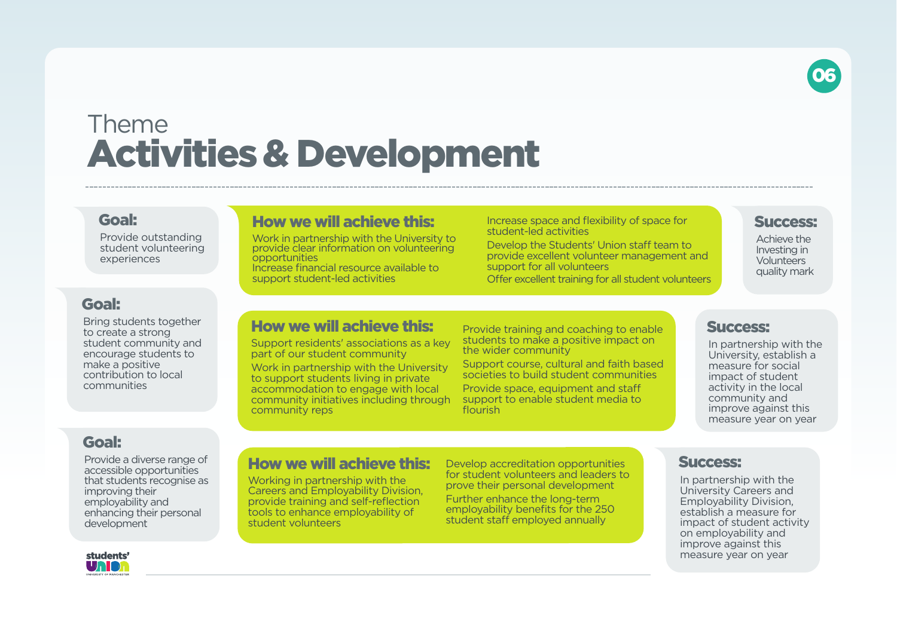# Theme
# Activities & Development

### Goal:
Provide outstanding student volunteering experiences

### How we will achieve this:
- Work in partnership with the University to provide clear information on volunteering opportunities
- Increase financial resource available to support student-led activities
- Increase space and flexibility of space for student-led activities
- Develop the Students' Union staff team to provide excellent volunteer management and support for all volunteers
- Offer excellent training for all student volunteers

### Success:
Achieve the Investing in Volunteers quality mark

### Goal:
Bring students together to create a strong student community and encourage students to make a positive contribution to local communities

### How we will achieve this:
- Support residents' associations as a key part of our student community
- Work in partnership with the University to support students living in private accommodation to engage with local community initiatives including through community reps
- Provide training and coaching to enable students to make a positive impact on the wider community
- Support course, cultural and faith based societies to build student communities
- Provide space, equipment and staff support to enable student media to flourish

### Success:
In partnership with the University, establish a measure for social impact of student activity in the local community and improve against this measure year on year

### Goal:
Provide a diverse range of accessible opportunities that students recognise as improving their employability and enhancing their personal development

### How we will achieve this:
- Working in partnership with the Careers and Employability Division, provide training and self-reflection tools to enhance employability of student volunteers
- Develop accreditation opportunities for student volunteers and leaders to prove their personal development
- Further enhance the long-term employability benefits for the 250 student staff employed annually

### Success:
In partnership with the University Careers and Employability Division, establish a measure for impact of student activity on employability and improve against this measure year on year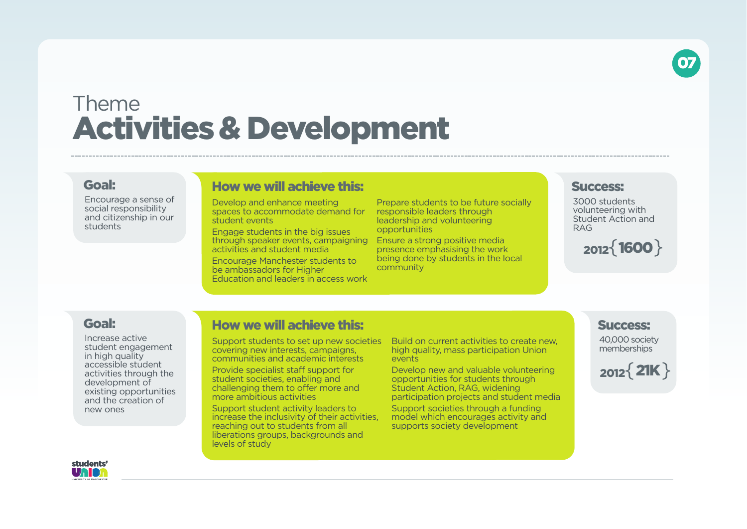# Theme
# Activities & Development

---

### Goal:

Encourage a sense of social responsibility and citizenship in our students

### How we will achieve this:

- Develop and enhance meeting spaces to accommodate demand for student events
- Engage students in the big issues through speaker events, campaigning activities and student media
- Encourage Manchester students to be ambassadors for Higher Education and leaders in access work
- Prepare students to be future socially responsible leaders through leadership and volunteering opportunities
- Ensure a strong positive media presence emphasising the work being done by students in the local community

### Success:

3000 students volunteering with Student Action and RAG

2012{ 1600 }

---

### Goal:

Increase active student engagement in high quality accessible student activities through the development of existing opportunities and the creation of new ones

### How we will achieve this:

- Support students to set up new societies covering new interests, campaigns, communities and academic interests
- Provide specialist staff support for student societies, enabling and challenging them to offer more and more ambitious activities
- Support student activity leaders to increase the inclusivity of their activities, reaching out to students from all liberations groups, backgrounds and levels of study
- Build on current activities to create new, high quality, mass participation Union events
- Develop new and valuable volunteering opportunities for students through Student Action, RAG, widening participation projects and student media
- Support societies through a funding model which encourages activity and supports society development

### Success:

40,000 society memberships

2012{ 21K }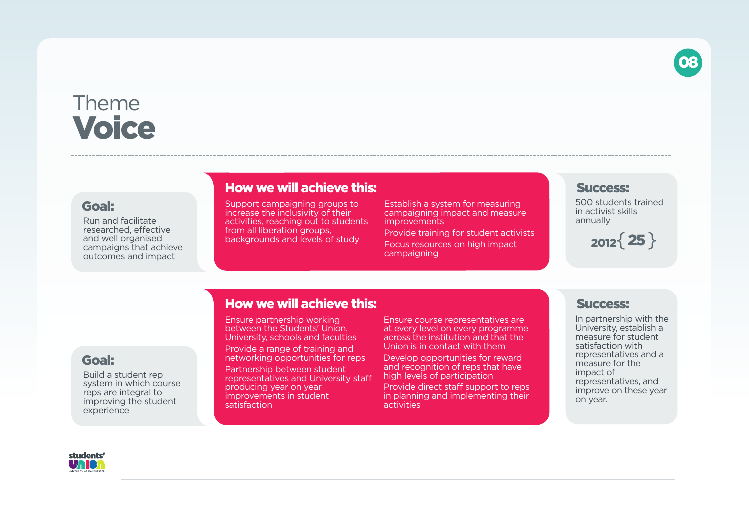# Theme
# Voice

---

### Goal:

Run and facilitate researched, effective and well organised campaigns that achieve outcomes and impact

### How we will achieve this:

- Support campaigning groups to increase the inclusivity of their activities, reaching out to students from all liberation groups, backgrounds and levels of study
- Establish a system for measuring campaigning impact and measure improvements
- Provide training for student activists
- Focus resources on high impact campaigning

### Success:

500 students trained in activist skills annually

2012{ 25 }

---

### Goal:

Build a student rep system in which course reps are integral to improving the student experience

### How we will achieve this:

- Ensure partnership working between the Students' Union, University, schools and faculties
- Provide a range of training and networking opportunities for reps
- Partnership between student representatives and University staff producing year on year improvements in student satisfaction
- Ensure course representatives are at every level on every programme across the institution and that the Union is in contact with them
- Develop opportunities for reward and recognition of reps that have high levels of participation
- Provide direct staff support to reps in planning and implementing their activities

### Success:

In partnership with the University, establish a measure for student satisfaction with representatives and a measure for the impact of representatives, and improve on these year on year.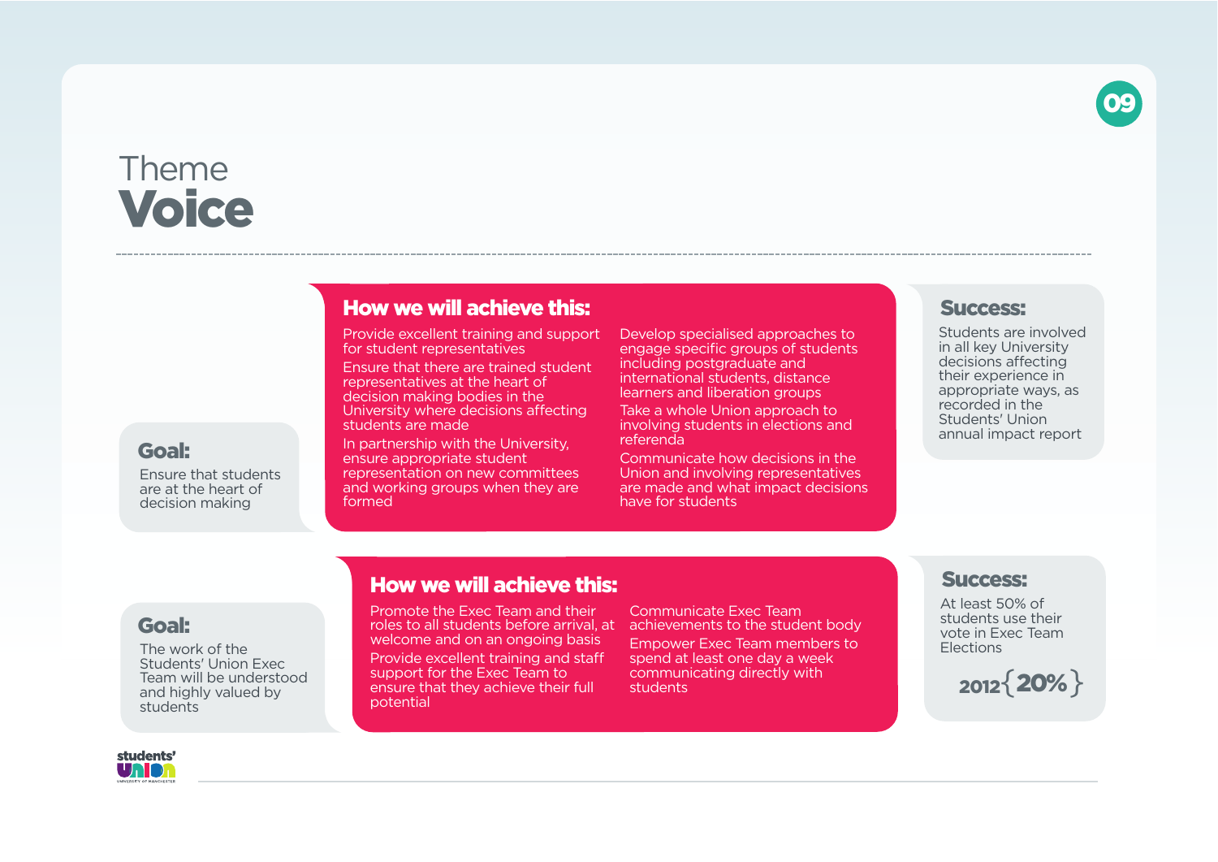# Theme
# Voice

---

## Goal:

Ensure that students are at the heart of decision making

### How we will achieve this:

- Provide excellent training and support for student representatives
- Ensure that there are trained student representatives at the heart of decision making bodies in the University where decisions affecting students are made
- In partnership with the University, ensure appropriate student representation on new committees and working groups when they are formed
- Develop specialised approaches to engage specific groups of students including postgraduate and international students, distance learners and liberation groups
- Take a whole Union approach to involving students in elections and referenda
- Communicate how decisions in the Union and involving representatives are made and what impact decisions have for students

### Success:

Students are involved in all key University decisions affecting their experience in appropriate ways, as recorded in the Students' Union annual impact report

---

## Goal:

The work of the Students' Union Exec Team will be understood and highly valued by students

### How we will achieve this:

- Promote the Exec Team and their roles to all students before arrival, at welcome and on an ongoing basis
- Provide excellent training and staff support for the Exec Team to ensure that they achieve their full potential
- Communicate Exec Team achievements to the student body
- Empower Exec Team members to spend at least one day a week communicating directly with students

### Success:

At least 50% of students use their vote in Exec Team Elections

2012 { 20% }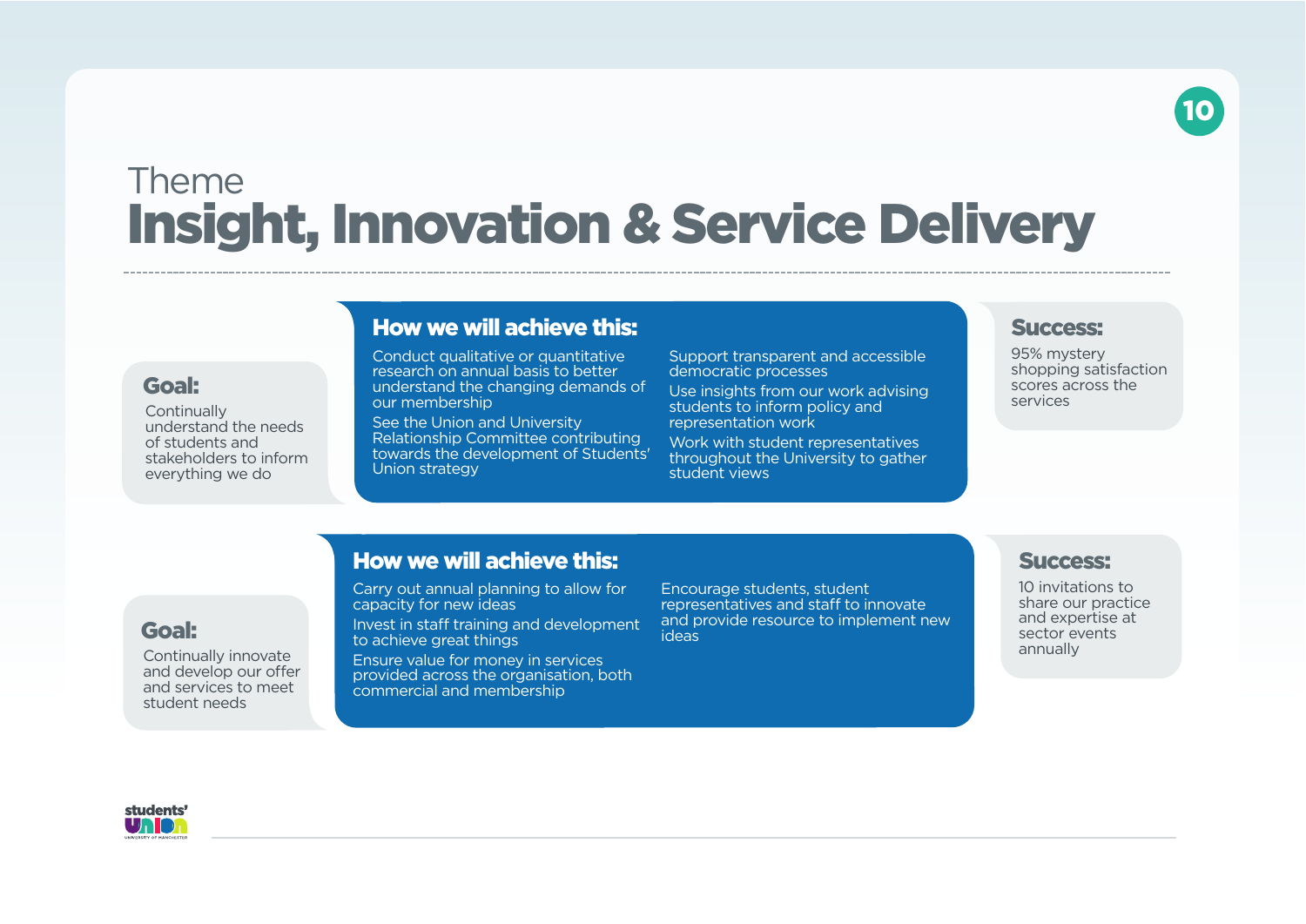# Theme
# Insight, Innovation & Service Delivery

### Goal:

Continually understand the needs of students and stakeholders to inform everything we do

### How we will achieve this:

- Conduct qualitative or quantitative research on annual basis to better understand the changing demands of our membership
- See the Union and University Relationship Committee contributing towards the development of Students' Union strategy
- Support transparent and accessible democratic processes
- Use insights from our work advising students to inform policy and representation work
- Work with student representatives throughout the University to gather student views

### Success:

95% mystery shopping satisfaction scores across the services

### Goal:

Continually innovate and develop our offer and services to meet student needs

### How we will achieve this:

- Carry out annual planning to allow for capacity for new ideas
- Invest in staff training and development to achieve great things
- Ensure value for money in services provided across the organisation, both commercial and membership
- Encourage students, student representatives and staff to innovate and provide resource to implement new ideas

### Success:

10 invitations to share our practice and expertise at sector events annually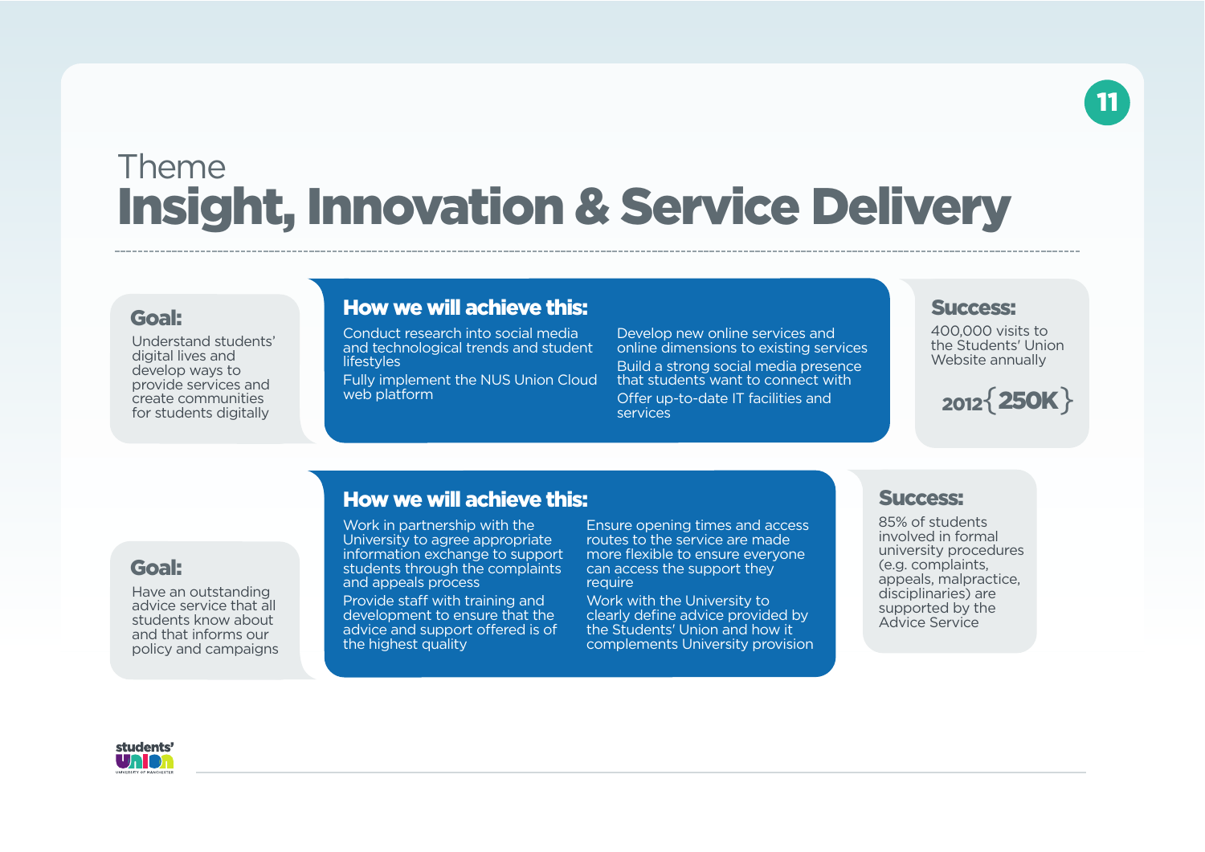Theme

# Insight, Innovation & Service Delivery

**Goal:**

Understand students' digital lives and develop ways to provide services and create communities for students digitally

**How we will achieve this:**

- Conduct research into social media and technological trends and student lifestyles
- Fully implement the NUS Union Cloud web platform
- Develop new online services and online dimensions to existing services
- Build a strong social media presence that students want to connect with
- Offer up-to-date IT facilities and services

**Success:**

400,000 visits to the Students' Union Website annually

2012 { 250K }

**Goal:**

Have an outstanding advice service that all students know about and that informs our policy and campaigns

**How we will achieve this:**

- Work in partnership with the University to agree appropriate information exchange to support students through the complaints and appeals process
- Provide staff with training and development to ensure that the advice and support offered is of the highest quality
- Ensure opening times and access routes to the service are made more flexible to ensure everyone can access the support they require
- Work with the University to clearly define advice provided by the Students' Union and how it complements University provision

**Success:**

85% of students involved in formal university procedures (e.g. complaints, appeals, malpractice, disciplinaries) are supported by the Advice Service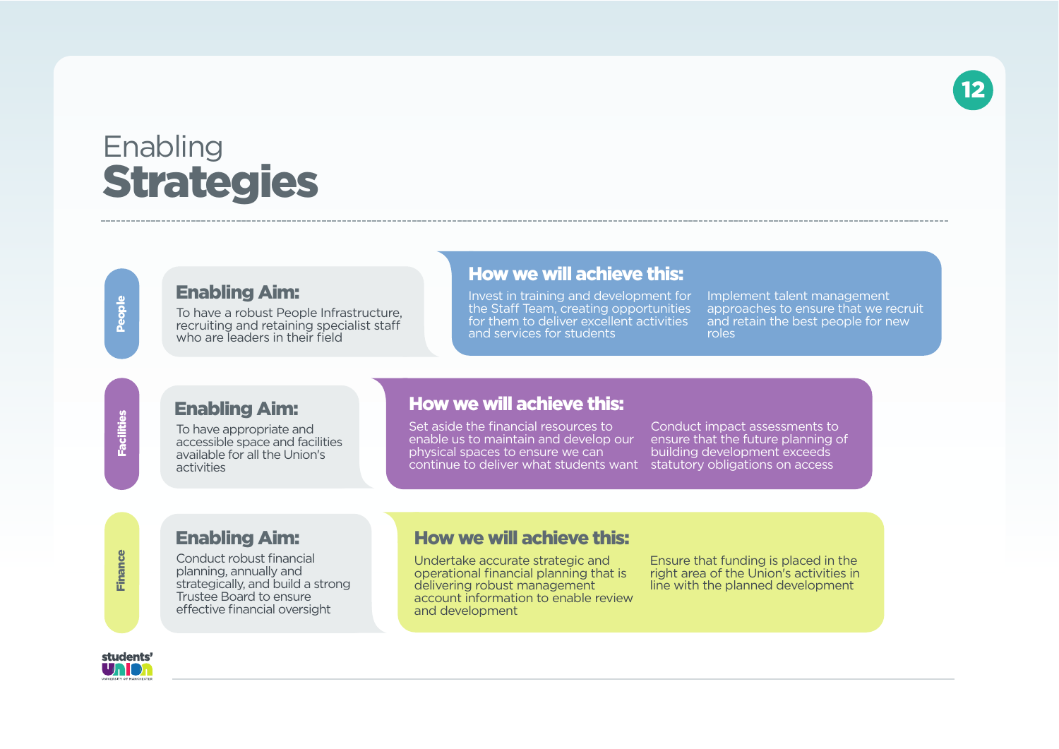# Enabling **Strategies**

## People

### Enabling Aim:

To have a robust People Infrastructure, recruiting and retaining specialist staff who are leaders in their field

### How we will achieve this:

- Invest in training and development for the Staff Team, creating opportunities for them to deliver excellent activities and services for students
- Implement talent management approaches to ensure that we recruit and retain the best people for new roles

## Facilities

### Enabling Aim:

To have appropriate and accessible space and facilities available for all the Union's activities

### How we will achieve this:

- Set aside the financial resources to enable us to maintain and develop our physical spaces to ensure we can continue to deliver what students want
- Conduct impact assessments to ensure that the future planning of building development exceeds statutory obligations on access

## Finance

### Enabling Aim:

Conduct robust financial planning, annually and strategically, and build a strong Trustee Board to ensure effective financial oversight

### How we will achieve this:

- Undertake accurate strategic and operational financial planning that is delivering robust management account information to enable review and development
- Ensure that funding is placed in the right area of the Union's activities in line with the planned development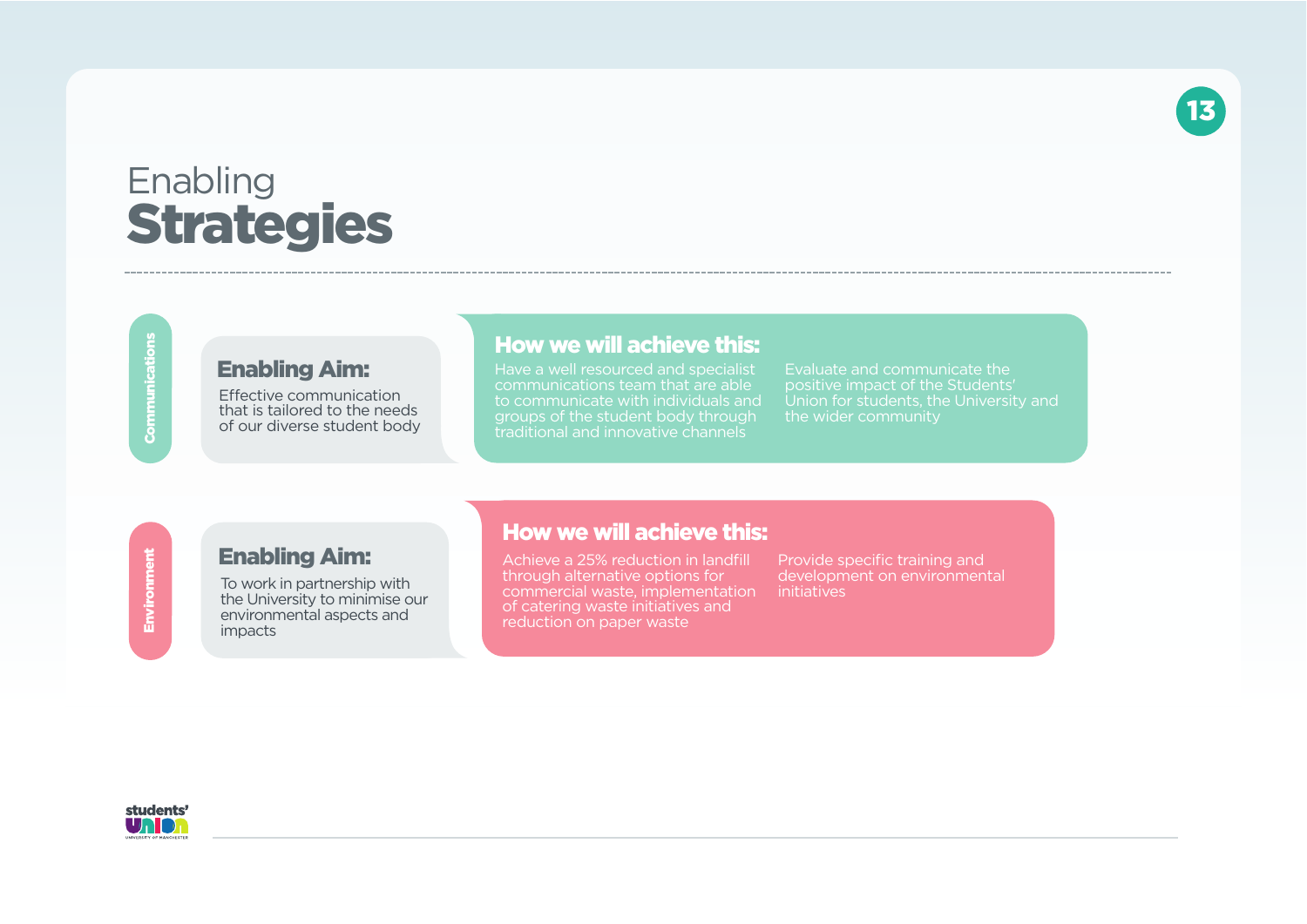# Enabling **Strategies**

## Communications

### Enabling Aim:

Effective communication that is tailored to the needs of our diverse student body

### How we will achieve this:

Have a well resourced and specialist communications team that are able to communicate with individuals and groups of the student body through traditional and innovative channels

Evaluate and communicate the positive impact of the Students' Union for students, the University and the wider community

## Environment

### Enabling Aim:

To work in partnership with the University to minimise our environmental aspects and impacts

### How we will achieve this:

Achieve a 25% reduction in landfill through alternative options for commercial waste, implementation of catering waste initiatives and reduction on paper waste

Provide specific training and development on environmental initiatives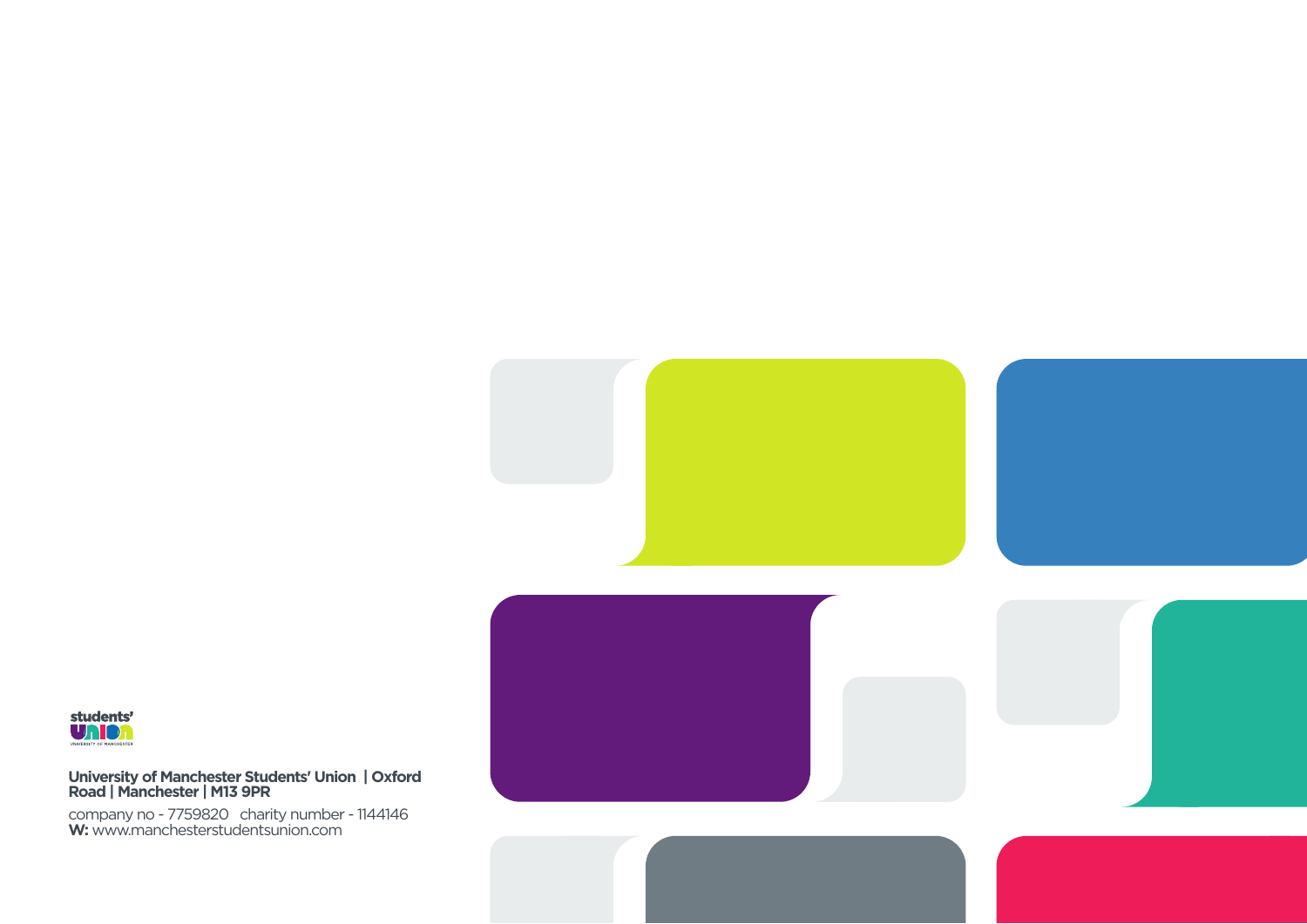students' UNION
UNIVERSITY OF MANCHESTER

**University of Manchester Students' Union | Oxford Road | Manchester | M13 9PR**

company no - 7759820 charity number - 1144146
**W:** www.manchesterstudentsunion.com